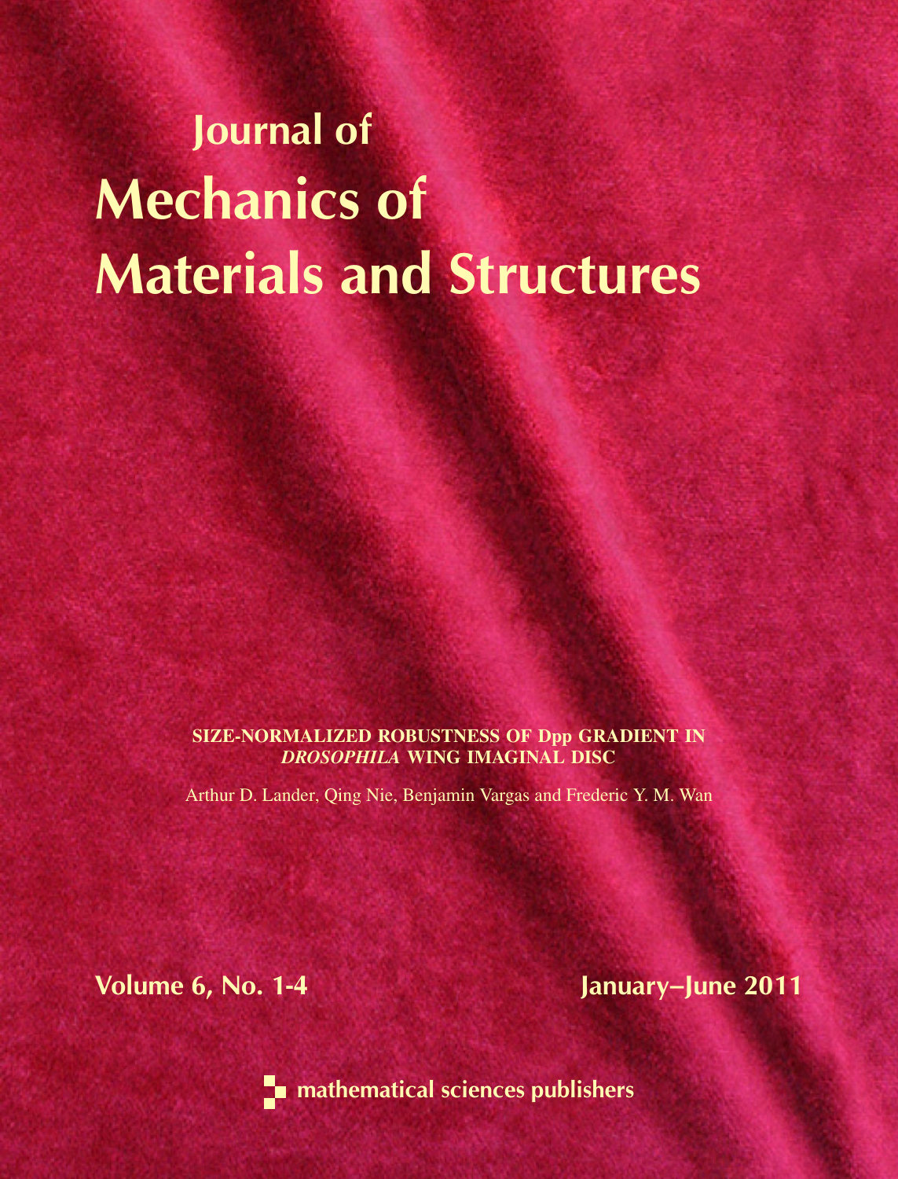# Journal of Mechanics of Materials and Structures

**SIZE-NORMALIZED ROBUSTNESS OF Dpp GRADIENT IN *DROSOPHILA* WING IMAGINAL DISC**

Arthur D. Lander, Qing Nie, Benjamin Vargas and Frederic Y. M. Wan

Volume 6, No. 1-4

January–June 2011

mathematical sciences publishers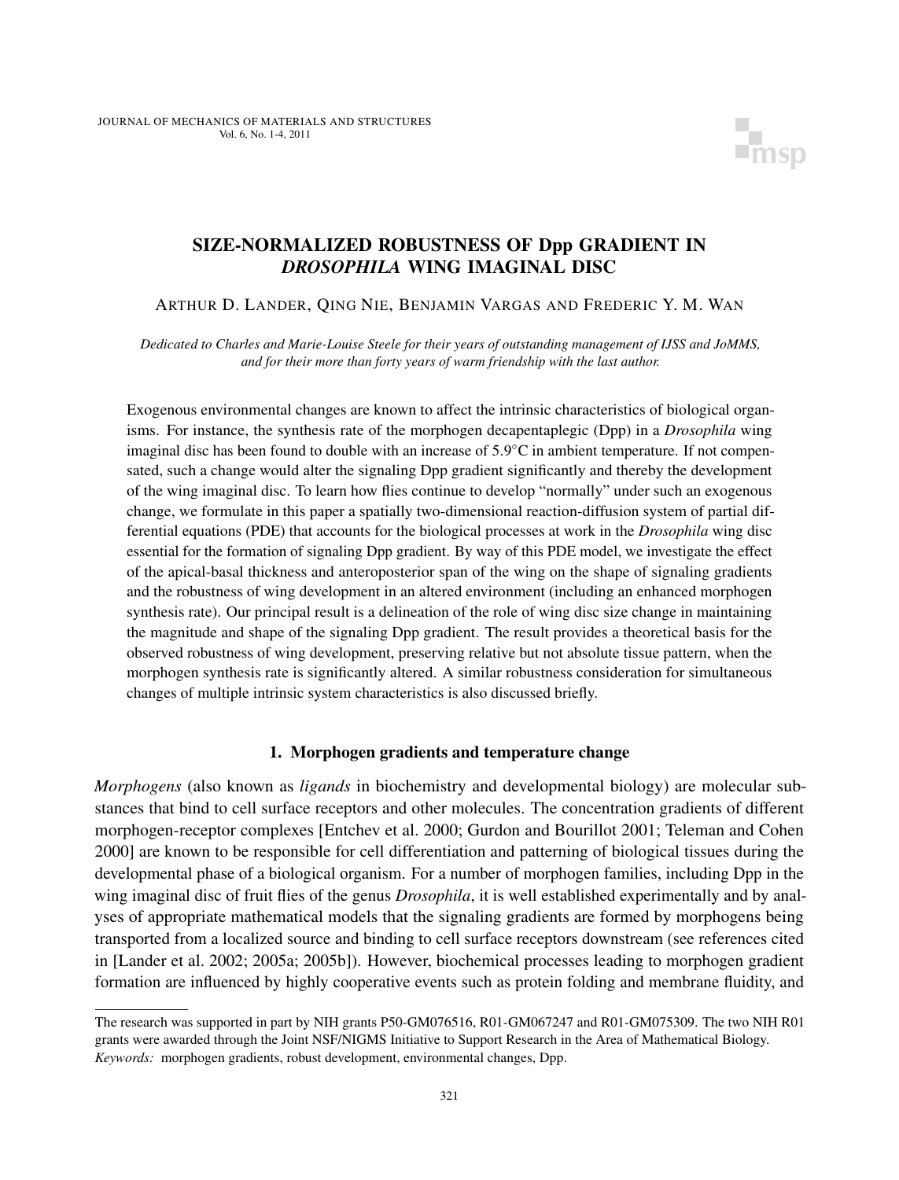# SIZE-NORMALIZED ROBUSTNESS OF Dpp GRADIENT IN *DROSOPHILA* WING IMAGINAL DISC

ARTHUR D. LANDER, QING NIE, BENJAMIN VARGAS AND FREDERIC Y. M. WAN

*Dedicated to Charles and Marie-Louise Steele for their years of outstanding management of IJSS and JoMMS, and for their more than forty years of warm friendship with the last author.*

Exogenous environmental changes are known to affect the intrinsic characteristics of biological organisms. For instance, the synthesis rate of the morphogen decapentaplegic (Dpp) in a *Drosophila* wing imaginal disc has been found to double with an increase of 5.9°C in ambient temperature. If not compensated, such a change would alter the signaling Dpp gradient significantly and thereby the development of the wing imaginal disc. To learn how flies continue to develop "normally" under such an exogenous change, we formulate in this paper a spatially two-dimensional reaction-diffusion system of partial differential equations (PDE) that accounts for the biological processes at work in the *Drosophila* wing disc essential for the formation of signaling Dpp gradient. By way of this PDE model, we investigate the effect of the apical-basal thickness and anteroposterior span of the wing on the shape of signaling gradients and the robustness of wing development in an altered environment (including an enhanced morphogen synthesis rate). Our principal result is a delineation of the role of wing disc size change in maintaining the magnitude and shape of the signaling Dpp gradient. The result provides a theoretical basis for the observed robustness of wing development, preserving relative but not absolute tissue pattern, when the morphogen synthesis rate is significantly altered. A similar robustness consideration for simultaneous changes of multiple intrinsic system characteristics is also discussed briefly.

## 1. Morphogen gradients and temperature change

*Morphogens* (also known as *ligands* in biochemistry and developmental biology) are molecular substances that bind to cell surface receptors and other molecules. The concentration gradients of different morphogen-receptor complexes [Entchev et al. 2000; Gurdon and Bourillot 2001; Teleman and Cohen 2000] are known to be responsible for cell differentiation and patterning of biological tissues during the developmental phase of a biological organism. For a number of morphogen families, including Dpp in the wing imaginal disc of fruit flies of the genus *Drosophila*, it is well established experimentally and by analyses of appropriate mathematical models that the signaling gradients are formed by morphogens being transported from a localized source and binding to cell surface receptors downstream (see references cited in [Lander et al. 2002; 2005a; 2005b]). However, biochemical processes leading to morphogen gradient formation are influenced by highly cooperative events such as protein folding and membrane fluidity, and

The research was supported in part by NIH grants P50-GM076516, R01-GM067247 and R01-GM075309. The two NIH R01 grants were awarded through the Joint NSF/NIGMS Initiative to Support Research in the Area of Mathematical Biology.
*Keywords:* morphogen gradients, robust development, environmental changes, Dpp.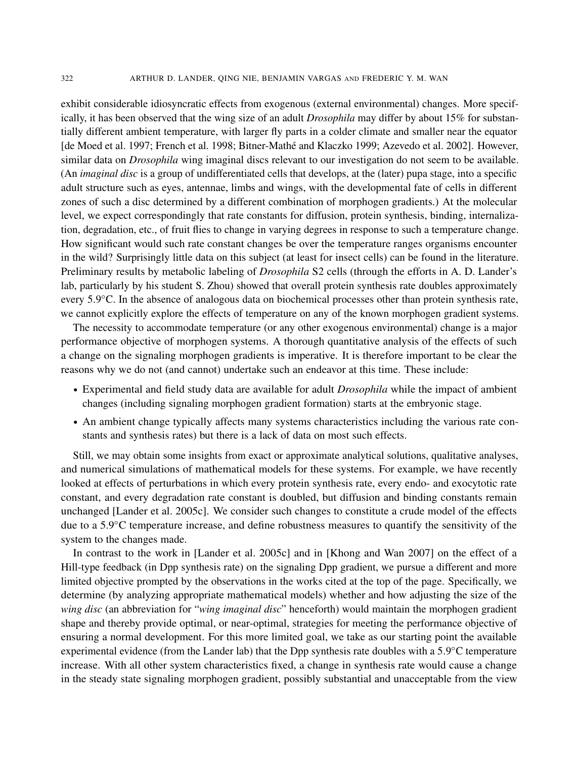exhibit considerable idiosyncratic effects from exogenous (external environmental) changes. More specifically, it has been observed that the wing size of an adult *Drosophila* may differ by about 15% for substantially different ambient temperature, with larger fly parts in a colder climate and smaller near the equator [de Moed et al. 1997; French et al. 1998; Bitner-Mathé and Klaczko 1999; Azevedo et al. 2002]. However, similar data on *Drosophila* wing imaginal discs relevant to our investigation do not seem to be available. (An *imaginal disc* is a group of undifferentiated cells that develops, at the (later) pupa stage, into a specific adult structure such as eyes, antennae, limbs and wings, with the developmental fate of cells in different zones of such a disc determined by a different combination of morphogen gradients.) At the molecular level, we expect correspondingly that rate constants for diffusion, protein synthesis, binding, internalization, degradation, etc., of fruit flies to change in varying degrees in response to such a temperature change. How significant would such rate constant changes be over the temperature ranges organisms encounter in the wild? Surprisingly little data on this subject (at least for insect cells) can be found in the literature. Preliminary results by metabolic labeling of *Drosophila* S2 cells (through the efforts in A. D. Lander's lab, particularly by his student S. Zhou) showed that overall protein synthesis rate doubles approximately every 5.9°C. In the absence of analogous data on biochemical processes other than protein synthesis rate, we cannot explicitly explore the effects of temperature on any of the known morphogen gradient systems.

The necessity to accommodate temperature (or any other exogenous environmental) change is a major performance objective of morphogen systems. A thorough quantitative analysis of the effects of such a change on the signaling morphogen gradients is imperative. It is therefore important to be clear the reasons why we do not (and cannot) undertake such an endeavor at this time. These include:

- Experimental and field study data are available for adult *Drosophila* while the impact of ambient changes (including signaling morphogen gradient formation) starts at the embryonic stage.
- An ambient change typically affects many systems characteristics including the various rate constants and synthesis rates) but there is a lack of data on most such effects.

Still, we may obtain some insights from exact or approximate analytical solutions, qualitative analyses, and numerical simulations of mathematical models for these systems. For example, we have recently looked at effects of perturbations in which every protein synthesis rate, every endo- and exocytotic rate constant, and every degradation rate constant is doubled, but diffusion and binding constants remain unchanged [Lander et al. 2005c]. We consider such changes to constitute a crude model of the effects due to a 5.9°C temperature increase, and define robustness measures to quantify the sensitivity of the system to the changes made.

In contrast to the work in [Lander et al. 2005c] and in [Khong and Wan 2007] on the effect of a Hill-type feedback (in Dpp synthesis rate) on the signaling Dpp gradient, we pursue a different and more limited objective prompted by the observations in the works cited at the top of the page. Specifically, we determine (by analyzing appropriate mathematical models) whether and how adjusting the size of the *wing disc* (an abbreviation for "*wing imaginal disc*" henceforth) would maintain the morphogen gradient shape and thereby provide optimal, or near-optimal, strategies for meeting the performance objective of ensuring a normal development. For this more limited goal, we take as our starting point the available experimental evidence (from the Lander lab) that the Dpp synthesis rate doubles with a 5.9°C temperature increase. With all other system characteristics fixed, a change in synthesis rate would cause a change in the steady state signaling morphogen gradient, possibly substantial and unacceptable from the view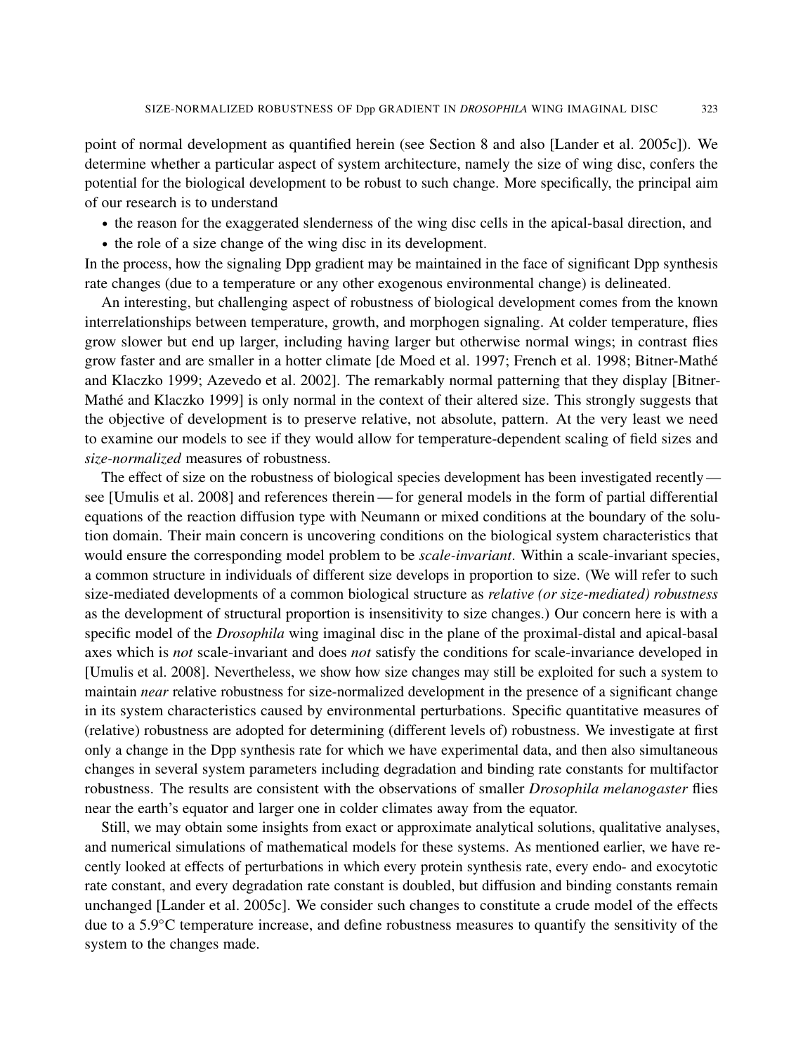point of normal development as quantified herein (see Section 8 and also [Lander et al. 2005c]). We determine whether a particular aspect of system architecture, namely the size of wing disc, confers the potential for the biological development to be robust to such change. More specifically, the principal aim of our research is to understand

- the reason for the exaggerated slenderness of the wing disc cells in the apical-basal direction, and
- the role of a size change of the wing disc in its development.

In the process, how the signaling Dpp gradient may be maintained in the face of significant Dpp synthesis rate changes (due to a temperature or any other exogenous environmental change) is delineated.

An interesting, but challenging aspect of robustness of biological development comes from the known interrelationships between temperature, growth, and morphogen signaling. At colder temperature, flies grow slower but end up larger, including having larger but otherwise normal wings; in contrast flies grow faster and are smaller in a hotter climate [de Moed et al. 1997; French et al. 1998; Bitner-Mathé and Klaczko 1999; Azevedo et al. 2002]. The remarkably normal patterning that they display [Bitner-Mathé and Klaczko 1999] is only normal in the context of their altered size. This strongly suggests that the objective of development is to preserve relative, not absolute, pattern. At the very least we need to examine our models to see if they would allow for temperature-dependent scaling of field sizes and *size-normalized* measures of robustness.

The effect of size on the robustness of biological species development has been investigated recently — see [Umulis et al. 2008] and references therein — for general models in the form of partial differential equations of the reaction diffusion type with Neumann or mixed conditions at the boundary of the solution domain. Their main concern is uncovering conditions on the biological system characteristics that would ensure the corresponding model problem to be *scale-invariant*. Within a scale-invariant species, a common structure in individuals of different size develops in proportion to size. (We will refer to such size-mediated developments of a common biological structure as *relative (or size-mediated) robustness* as the development of structural proportion is insensitivity to size changes.) Our concern here is with a specific model of the *Drosophila* wing imaginal disc in the plane of the proximal-distal and apical-basal axes which is *not* scale-invariant and does *not* satisfy the conditions for scale-invariance developed in [Umulis et al. 2008]. Nevertheless, we show how size changes may still be exploited for such a system to maintain *near* relative robustness for size-normalized development in the presence of a significant change in its system characteristics caused by environmental perturbations. Specific quantitative measures of (relative) robustness are adopted for determining (different levels of) robustness. We investigate at first only a change in the Dpp synthesis rate for which we have experimental data, and then also simultaneous changes in several system parameters including degradation and binding rate constants for multifactor robustness. The results are consistent with the observations of smaller *Drosophila melanogaster* flies near the earth's equator and larger one in colder climates away from the equator.

Still, we may obtain some insights from exact or approximate analytical solutions, qualitative analyses, and numerical simulations of mathematical models for these systems. As mentioned earlier, we have recently looked at effects of perturbations in which every protein synthesis rate, every endo- and exocytotic rate constant, and every degradation rate constant is doubled, but diffusion and binding constants remain unchanged [Lander et al. 2005c]. We consider such changes to constitute a crude model of the effects due to a 5.9°C temperature increase, and define robustness measures to quantify the sensitivity of the system to the changes made.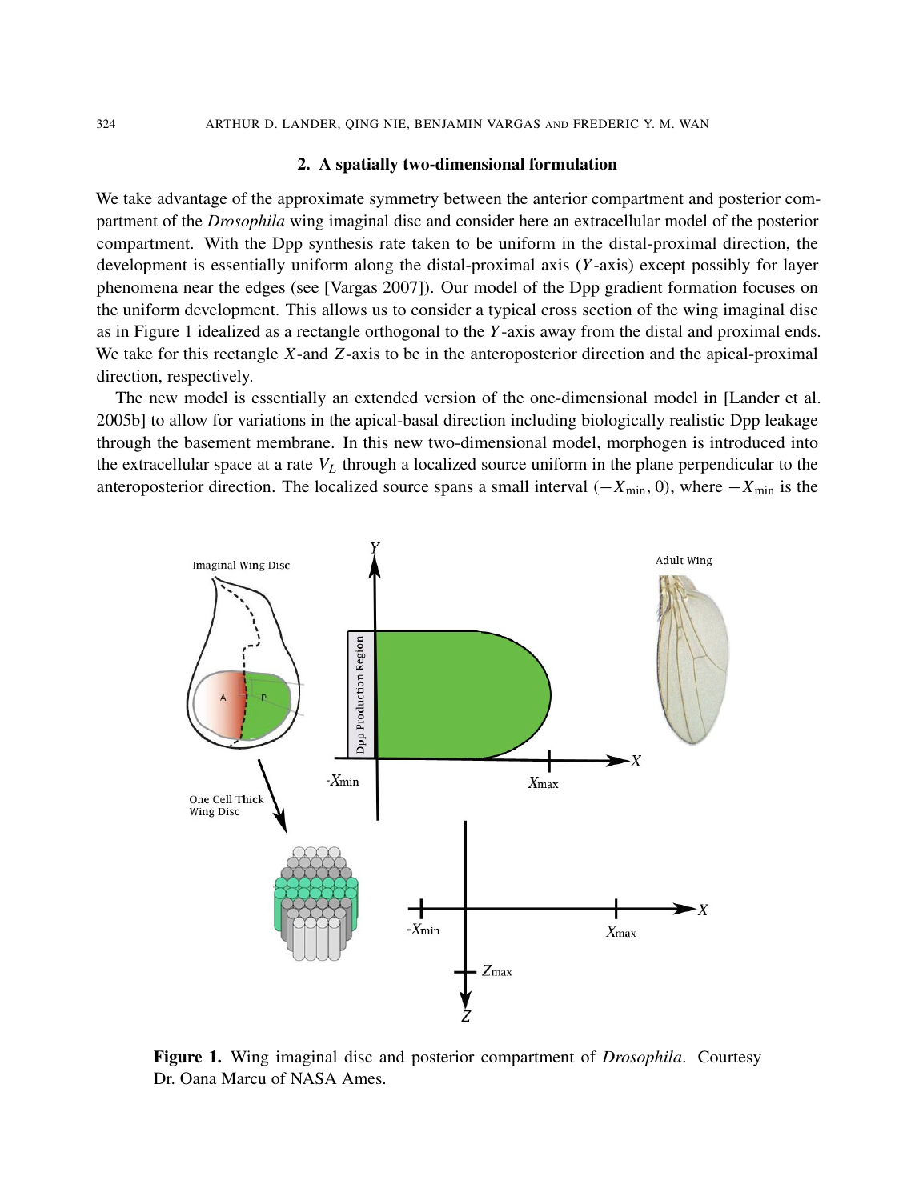## 2. A spatially two-dimensional formulation

We take advantage of the approximate symmetry between the anterior compartment and posterior compartment of the *Drosophila* wing imaginal disc and consider here an extracellular model of the posterior compartment. With the Dpp synthesis rate taken to be uniform in the distal-proximal direction, the development is essentially uniform along the distal-proximal axis ($Y$-axis) except possibly for layer phenomena near the edges (see [Vargas 2007]). Our model of the Dpp gradient formation focuses on the uniform development. This allows us to consider a typical cross section of the wing imaginal disc as in Figure 1 idealized as a rectangle orthogonal to the $Y$-axis away from the distal and proximal ends. We take for this rectangle $X$-and $Z$-axis to be in the anteroposterior direction and the apical-proximal direction, respectively.

The new model is essentially an extended version of the one-dimensional model in [Lander et al. 2005b] to allow for variations in the apical-basal direction including biologically realistic Dpp leakage through the basement membrane. In this new two-dimensional model, morphogen is introduced into the extracellular space at a rate $V_L$ through a localized source uniform in the plane perpendicular to the anteroposterior direction. The localized source spans a small interval $(-X_{\min}, 0)$, where $-X_{\min}$ is the

Imaginal Wing Disc

A

P

One Cell Thick Wing Disc

Y

Dpp Production Region

$-X_{\min}$

$X_{\max}$

X

Adult Wing

$-X_{\min}$

$X_{\max}$

X

$Z_{\max}$

Z

**Figure 1.** Wing imaginal disc and posterior compartment of *Drosophila*. Courtesy Dr. Oana Marcu of NASA Ames.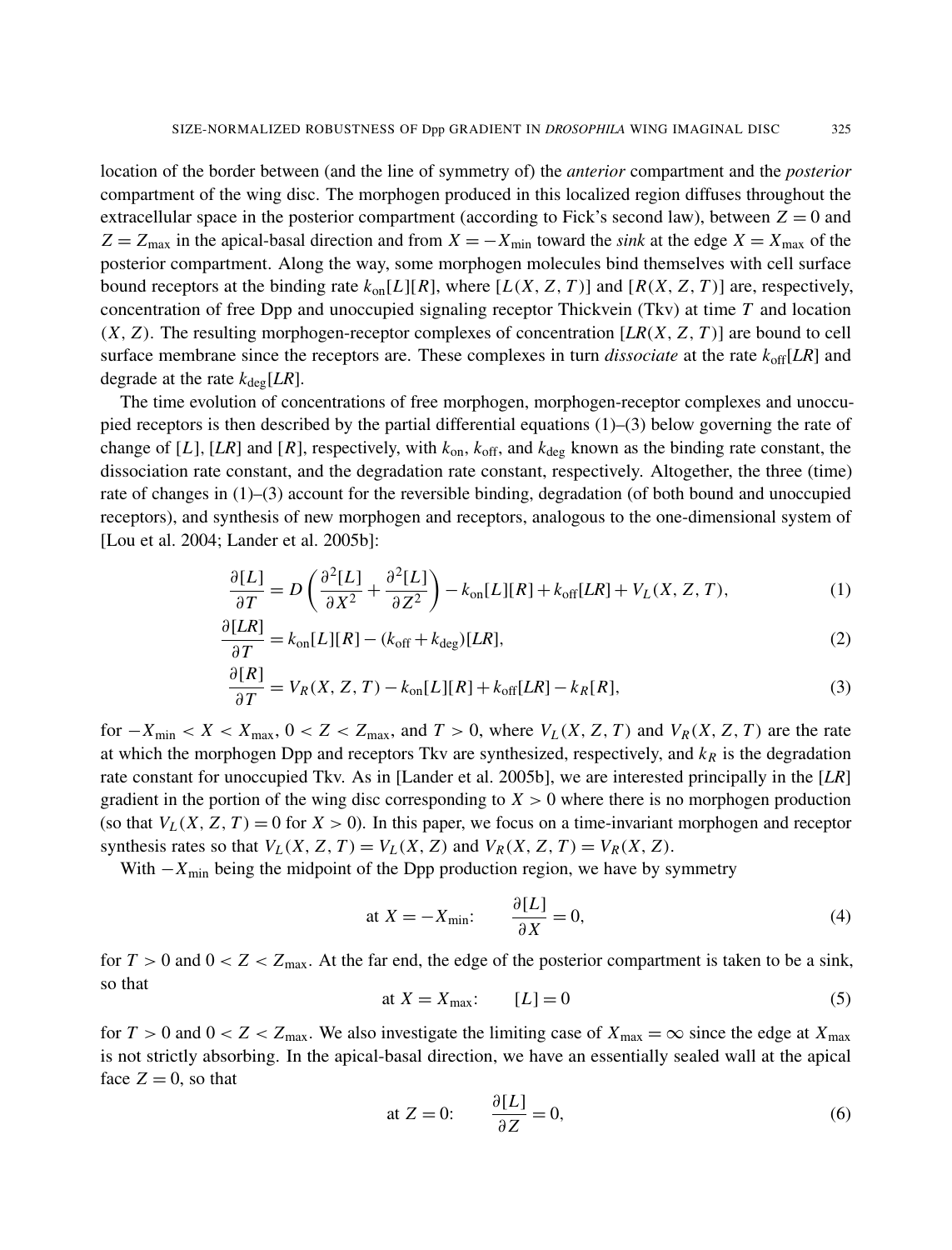location of the border between (and the line of symmetry of) the *anterior* compartment and the *posterior* compartment of the wing disc. The morphogen produced in this localized region diffuses throughout the extracellular space in the posterior compartment (according to Fick's second law), between $Z = 0$ and $Z = Z_{\max}$ in the apical-basal direction and from $X = -X_{\min}$ toward the *sink* at the edge $X = X_{\max}$ of the posterior compartment. Along the way, some morphogen molecules bind themselves with cell surface bound receptors at the binding rate $k_{\text{on}}[L][R]$, where $[L(X, Z, T)]$ and $[R(X, Z, T)]$ are, respectively, concentration of free Dpp and unoccupied signaling receptor Thickvein (Tkv) at time $T$ and location $(X, Z)$. The resulting morphogen-receptor complexes of concentration $[LR(X, Z, T)]$ are bound to cell surface membrane since the receptors are. These complexes in turn *dissociate* at the rate $k_{\text{off}}[LR]$ and degrade at the rate $k_{\text{deg}}[LR]$.

The time evolution of concentrations of free morphogen, morphogen-receptor complexes and unoccupied receptors is then described by the partial differential equations (1)–(3) below governing the rate of change of $[L]$, $[LR]$ and $[R]$, respectively, with $k_{\text{on}}$, $k_{\text{off}}$, and $k_{\text{deg}}$ known as the binding rate constant, the dissociation rate constant, and the degradation rate constant, respectively. Altogether, the three (time) rate of changes in (1)–(3) account for the reversible binding, degradation (of both bound and unoccupied receptors), and synthesis of new morphogen and receptors, analogous to the one-dimensional system of [Lou et al. 2004; Lander et al. 2005b]:

$$\frac{\partial [L]}{\partial T} = D\left(\frac{\partial^2 [L]}{\partial X^2} + \frac{\partial^2 [L]}{\partial Z^2}\right) - k_{\text{on}}[L][R] + k_{\text{off}}[LR] + V_L(X, Z, T), \tag{1}$$

$$\frac{\partial [LR]}{\partial T} = k_{\text{on}}[L][R] - (k_{\text{off}} + k_{\text{deg}})[LR], \tag{2}$$

$$\frac{\partial [R]}{\partial T} = V_R(X, Z, T) - k_{\text{on}}[L][R] + k_{\text{off}}[LR] - k_R[R], \tag{3}$$

for $-X_{\min} < X < X_{\max}$, $0 < Z < Z_{\max}$, and $T > 0$, where $V_L(X, Z, T)$ and $V_R(X, Z, T)$ are the rate at which the morphogen Dpp and receptors Tkv are synthesized, respectively, and $k_R$ is the degradation rate constant for unoccupied Tkv. As in [Lander et al. 2005b], we are interested principally in the $[LR]$ gradient in the portion of the wing disc corresponding to $X > 0$ where there is no morphogen production (so that $V_L(X, Z, T) = 0$ for $X > 0$). In this paper, we focus on a time-invariant morphogen and receptor synthesis rates so that $V_L(X, Z, T) = V_L(X, Z)$ and $V_R(X, Z, T) = V_R(X, Z)$.

With $-X_{\min}$ being the midpoint of the Dpp production region, we have by symmetry

$$\text{at } X = -X_{\min}: \qquad \frac{\partial [L]}{\partial X} = 0, \tag{4}$$

for $T > 0$ and $0 < Z < Z_{\max}$. At the far end, the edge of the posterior compartment is taken to be a sink, so that

$$\text{at } X = X_{\max}: \qquad [L] = 0 \tag{5}$$

for $T > 0$ and $0 < Z < Z_{\max}$. We also investigate the limiting case of $X_{\max} = \infty$ since the edge at $X_{\max}$ is not strictly absorbing. In the apical-basal direction, we have an essentially sealed wall at the apical face $Z = 0$, so that

$$\text{at } Z = 0: \qquad \frac{\partial [L]}{\partial Z} = 0, \tag{6}$$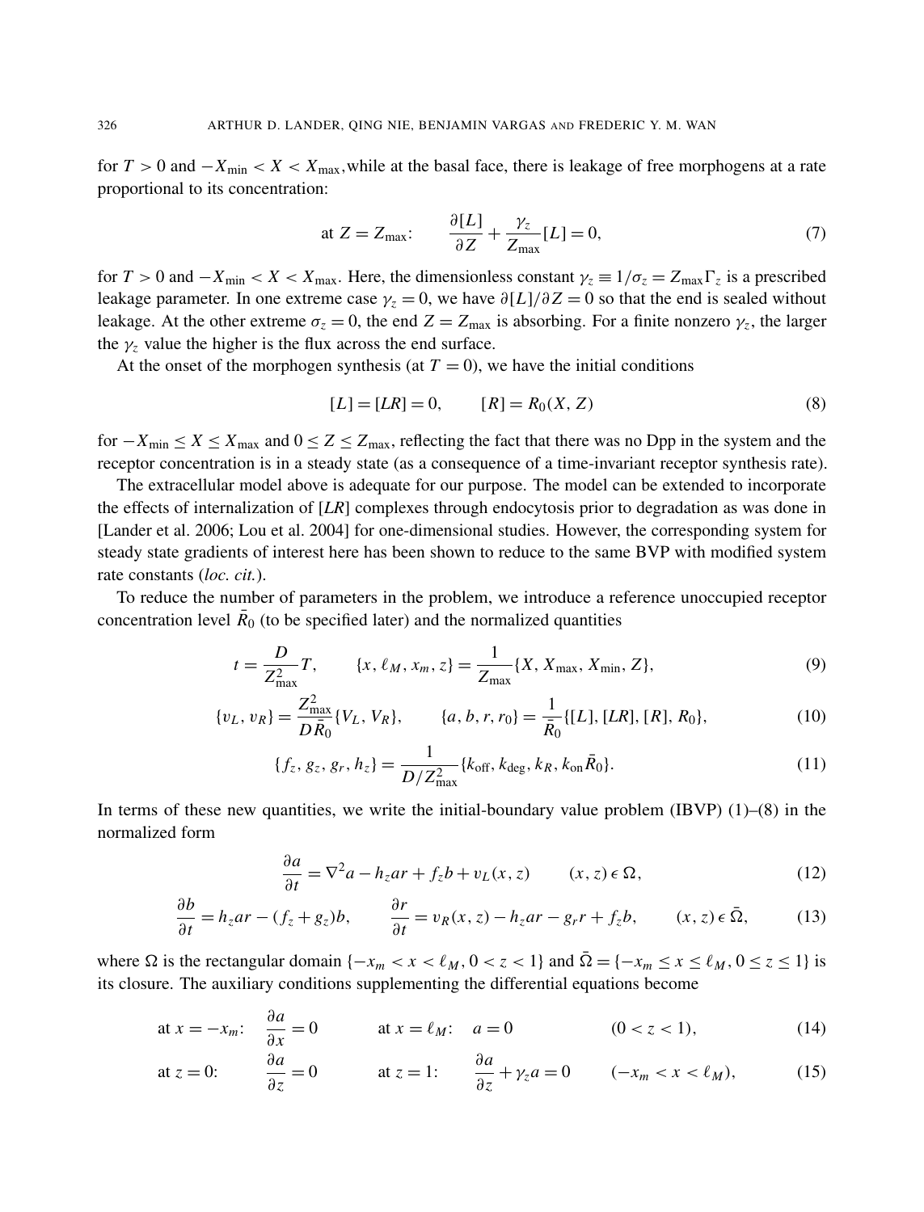for $T > 0$ and $-X_{\min} < X < X_{\max}$,while at the basal face, there is leakage of free morphogens at a rate proportional to its concentration:

$$\text{at } Z = Z_{\max}: \qquad \frac{\partial [L]}{\partial Z} + \frac{\gamma_z}{Z_{\max}}[L] = 0, \tag{7}$$

for $T > 0$ and $-X_{\min} < X < X_{\max}$. Here, the dimensionless constant $\gamma_z \equiv 1/\sigma_z = Z_{\max}\Gamma_z$ is a prescribed leakage parameter. In one extreme case $\gamma_z = 0$, we have $\partial[L]/\partial Z = 0$ so that the end is sealed without leakage. At the other extreme $\sigma_z = 0$, the end $Z = Z_{\max}$ is absorbing. For a finite nonzero $\gamma_z$, the larger the $\gamma_z$ value the higher is the flux across the end surface.

At the onset of the morphogen synthesis (at $T = 0$), we have the initial conditions

$$[L] = [LR] = 0, \qquad [R] = R_0(X, Z) \tag{8}$$

for $-X_{\min} \le X \le X_{\max}$ and $0 \le Z \le Z_{\max}$, reflecting the fact that there was no Dpp in the system and the receptor concentration is in a steady state (as a consequence of a time-invariant receptor synthesis rate).

The extracellular model above is adequate for our purpose. The model can be extended to incorporate the effects of internalization of $[LR]$ complexes through endocytosis prior to degradation as was done in [Lander et al. 2006; Lou et al. 2004] for one-dimensional studies. However, the corresponding system for steady state gradients of interest here has been shown to reduce to the same BVP with modified system rate constants (*loc. cit.*).

To reduce the number of parameters in the problem, we introduce a reference unoccupied receptor concentration level $\bar{R}_0$ (to be specified later) and the normalized quantities

$$t = \frac{D}{Z_{\max}^2}T, \qquad \{x, \ell_M, x_m, z\} = \frac{1}{Z_{\max}}\{X, X_{\max}, X_{\min}, Z\}, \tag{9}$$

$$\{v_L, v_R\} = \frac{Z_{\max}^2}{D\bar{R}_0}\{V_L, V_R\}, \qquad \{a, b, r, r_0\} = \frac{1}{\bar{R}_0}\{[L], [LR], [R], R_0\}, \tag{10}$$

$$\{f_z, g_z, g_r, h_z\} = \frac{1}{D/Z_{\max}^2}\{k_{\text{off}}, k_{\text{deg}}, k_R, k_{\text{on}}\bar{R}_0\}. \tag{11}$$

In terms of these new quantities, we write the initial-boundary value problem (IBVP) (1)–(8) in the normalized form

$$\frac{\partial a}{\partial t} = \nabla^2 a - h_z a r + f_z b + v_L(x, z) \qquad (x, z) \in \Omega, \tag{12}$$

$$\frac{\partial b}{\partial t} = h_z a r - (f_z + g_z) b, \qquad \frac{\partial r}{\partial t} = v_R(x, z) - h_z a r - g_r r + f_z b, \qquad (x, z) \in \bar{\Omega}, \tag{13}$$

where $\Omega$ is the rectangular domain $\{-x_m < x < \ell_M, 0 < z < 1\}$ and $\bar{\Omega} = \{-x_m \le x \le \ell_M, 0 \le z \le 1\}$ is its closure. The auxiliary conditions supplementing the differential equations become

$$\text{at } x = -x_m: \quad \frac{\partial a}{\partial x} = 0 \qquad \text{at } x = \ell_M: \quad a = 0 \qquad (0 < z < 1), \tag{14}$$

$$\text{at } z = 0: \quad \frac{\partial a}{\partial z} = 0 \qquad \text{at } z = 1: \quad \frac{\partial a}{\partial z} + \gamma_z a = 0 \qquad (-x_m < x < \ell_M), \tag{15}$$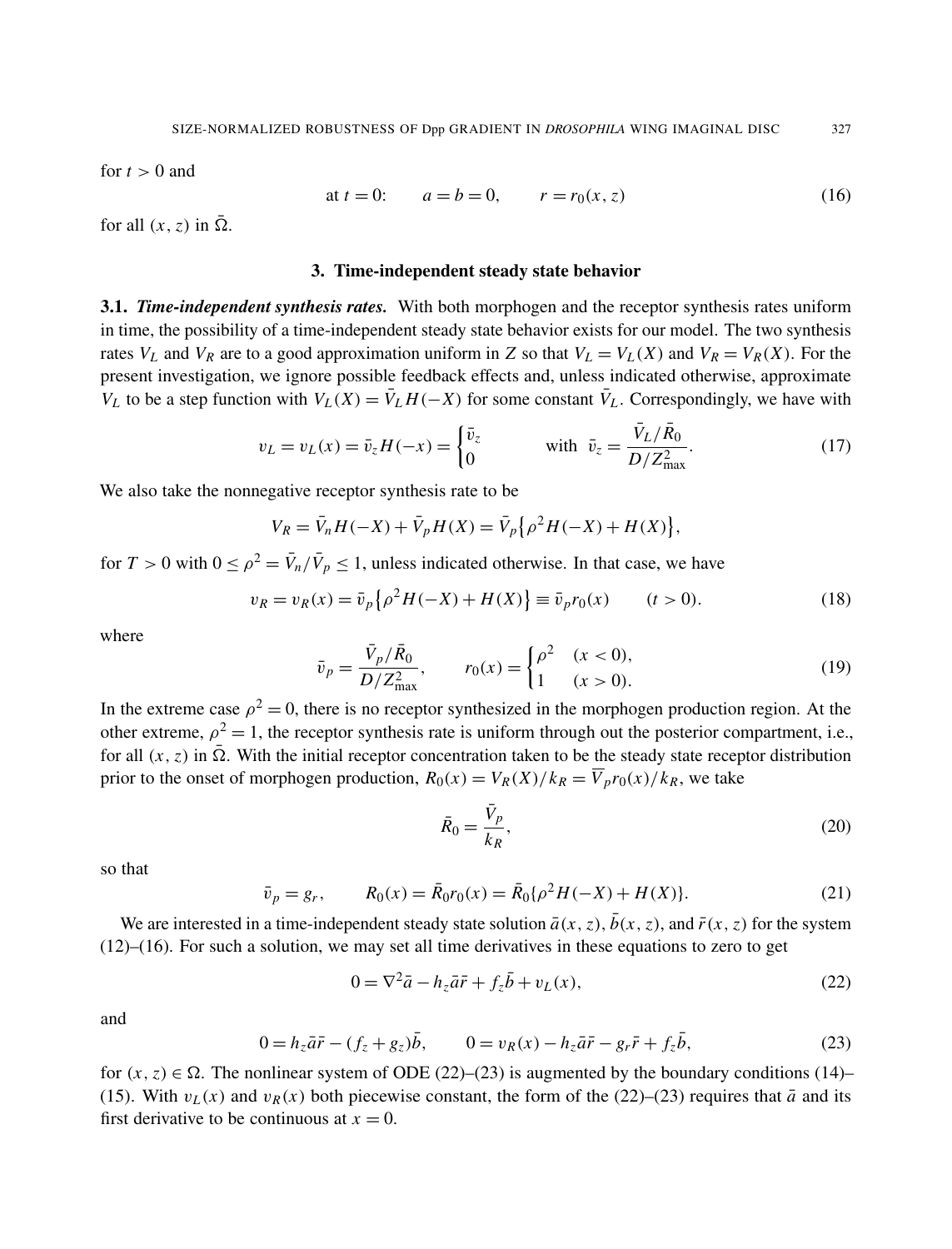for $t > 0$ and

$$\text{at } t = 0: \qquad a = b = 0, \qquad r = r_0(x, z) \tag{16}$$

for all $(x, z)$ in $\bar{\Omega}$.

## 3. Time-independent steady state behavior

**3.1.** ***Time-independent synthesis rates.*** With both morphogen and the receptor synthesis rates uniform in time, the possibility of a time-independent steady state behavior exists for our model. The two synthesis rates $V_L$ and $V_R$ are to a good approximation uniform in $Z$ so that $V_L = V_L(X)$ and $V_R = V_R(X)$. For the present investigation, we ignore possible feedback effects and, unless indicated otherwise, approximate $V_L$ to be a step function with $V_L(X) = \bar{V}_L H(-X)$ for some constant $\bar{V}_L$. Correspondingly, we have with

$$v_L = v_L(x) = \bar{v}_z H(-x) = \begin{cases} \bar{v}_z \\ 0 \end{cases} \qquad \text{with } \ \bar{v}_z = \frac{\bar{V}_L/\bar{R}_0}{D/Z_{\max}^2}. \tag{17}$$

We also take the nonnegative receptor synthesis rate to be

$$V_R = \bar{V}_n H(-X) + \bar{V}_p H(X) = \bar{V}_p\big\{\rho^2 H(-X) + H(X)\big\},$$

for $T > 0$ with $0 \leq \rho^2 = \bar{V}_n/\bar{V}_p \leq 1$, unless indicated otherwise. In that case, we have

$$v_R = v_R(x) = \bar{v}_p\big\{\rho^2 H(-X) + H(X)\big\} \equiv \bar{v}_p r_0(x) \qquad (t > 0). \tag{18}$$

where

$$\bar{v}_p = \frac{\bar{V}_p/\bar{R}_0}{D/Z_{\max}^2}, \qquad r_0(x) = \begin{cases} \rho^2 & (x < 0), \\ 1 & (x > 0). \end{cases} \tag{19}$$

In the extreme case $\rho^2 = 0$, there is no receptor synthesized in the morphogen production region. At the other extreme, $\rho^2 = 1$, the receptor synthesis rate is uniform through out the posterior compartment, i.e., for all $(x, z)$ in $\bar{\Omega}$. With the initial receptor concentration taken to be the steady state receptor distribution prior to the onset of morphogen production, $R_0(x) = V_R(X)/k_R = \overline{V}_p r_0(x)/k_R$, we take

$$\bar{R}_0 = \frac{\bar{V}_p}{k_R}, \tag{20}$$

so that

$$\bar{v}_p = g_r, \qquad R_0(x) = \bar{R}_0 r_0(x) = \bar{R}_0\{\rho^2 H(-X) + H(X)\}. \tag{21}$$

We are interested in a time-independent steady state solution $\bar{a}(x, z)$, $\bar{b}(x, z)$, and $\bar{r}(x, z)$ for the system (12)–(16). For such a solution, we may set all time derivatives in these equations to zero to get

$$0 = \nabla^2 \bar{a} - h_z \bar{a}\bar{r} + f_z \bar{b} + v_L(x), \tag{22}$$

and

$$0 = h_z \bar{a}\bar{r} - (f_z + g_z)\bar{b}, \qquad 0 = v_R(x) - h_z \bar{a}\bar{r} - g_r \bar{r} + f_z \bar{b}, \tag{23}$$

for $(x, z) \in \Omega$. The nonlinear system of ODE (22)–(23) is augmented by the boundary conditions (14)–(15). With $v_L(x)$ and $v_R(x)$ both piecewise constant, the form of the (22)–(23) requires that $\bar{a}$ and its first derivative to be continuous at $x = 0$.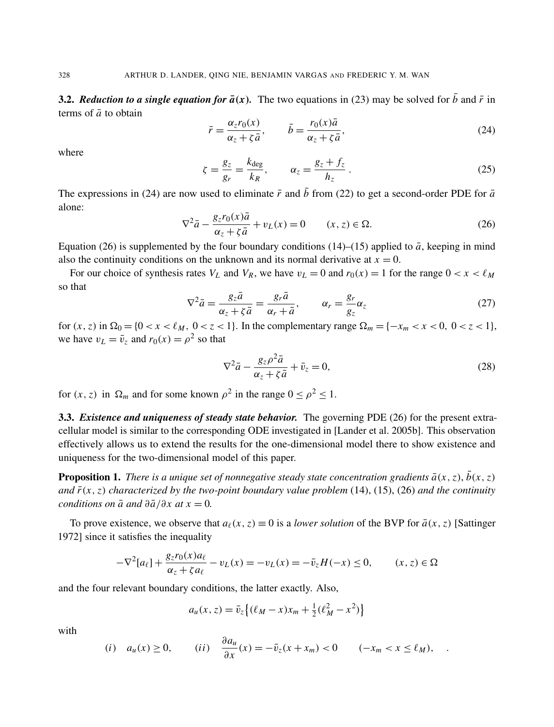**3.2.** ***Reduction to a single equation for*** $\bar{a}(x)$***.*** The two equations in (23) may be solved for $\bar{b}$ and $\bar{r}$ in terms of $\bar{a}$ to obtain

$$\bar{r} = \frac{\alpha_z r_0(x)}{\alpha_z + \zeta \bar{a}}, \qquad \bar{b} = \frac{r_0(x)\bar{a}}{\alpha_z + \zeta \bar{a}}, \tag{24}$$

where

$$\zeta = \frac{g_z}{g_r} = \frac{k_{\text{deg}}}{k_R}, \qquad \alpha_z = \frac{g_z + f_z}{h_z}. \tag{25}$$

The expressions in (24) are now used to eliminate $\bar{r}$ and $\bar{b}$ from (22) to get a second-order PDE for $\bar{a}$ alone:

$$\nabla^2 \bar{a} - \frac{g_z r_0(x)\bar{a}}{\alpha_z + \zeta \bar{a}} + v_L(x) = 0 \qquad (x, z) \in \Omega. \tag{26}$$

Equation (26) is supplemented by the four boundary conditions (14)–(15) applied to $\bar{a}$, keeping in mind also the continuity conditions on the unknown and its normal derivative at $x = 0$.

For our choice of synthesis rates $V_L$ and $V_R$, we have $v_L = 0$ and $r_0(x) = 1$ for the range $0 < x < \ell_M$ so that

$$\nabla^2 \bar{a} = \frac{g_z \bar{a}}{\alpha_z + \zeta \bar{a}} = \frac{g_r \bar{a}}{\alpha_r + \bar{a}}, \qquad \alpha_r = \frac{g_r}{g_z}\alpha_z \tag{27}$$

for $(x, z)$ in $\Omega_0 = \{0 < x < \ell_M,\ 0 < z < 1\}$. In the complementary range $\Omega_m = \{-x_m < x < 0,\ 0 < z < 1\}$, we have $v_L = \bar{v}_z$ and $r_0(x) = \rho^2$ so that

$$\nabla^2 \bar{a} - \frac{g_z \rho^2 \bar{a}}{\alpha_z + \zeta \bar{a}} + \bar{v}_z = 0, \tag{28}$$

for $(x, z)$ in $\Omega_m$ and for some known $\rho^2$ in the range $0 \le \rho^2 \le 1$.

**3.3.** ***Existence and uniqueness of steady state behavior.*** The governing PDE (26) for the present extracellular model is similar to the corresponding ODE investigated in [Lander et al. 2005b]. This observation effectively allows us to extend the results for the one-dimensional model there to show existence and uniqueness for the two-dimensional model of this paper.

**Proposition 1.** *There is a unique set of nonnegative steady state concentration gradients* $\bar{a}(x, z)$, $\bar{b}(x, z)$ *and* $\bar{r}(x, z)$ *characterized by the two-point boundary value problem* (14), (15), (26) *and the continuity conditions on* $\bar{a}$ *and* $\partial \bar{a}/\partial x$ *at* $x = 0$.

To prove existence, we observe that $a_\ell(x, z) \equiv 0$ is a *lower solution* of the BVP for $\bar{a}(x, z)$ [Sattinger 1972] since it satisfies the inequality

$$-\nabla^2[a_\ell] + \frac{g_z r_0(x) a_\ell}{\alpha_z + \zeta a_\ell} - v_L(x) = -v_L(x) = -\bar{v}_z H(-x) \le 0, \qquad (x, z) \in \Omega$$

and the four relevant boundary conditions, the latter exactly. Also,

$$a_u(x, z) = \bar{v}_z \left\{ (\ell_M - x)x_m + \tfrac{1}{2}(\ell_M^2 - x^2) \right\}$$

with

$$(i) \quad a_u(x) \ge 0, \qquad (ii) \quad \frac{\partial a_u}{\partial x}(x) = -\bar{v}_z(x + x_m) < 0 \qquad (-x_m < x \le \ell_M), \quad .$$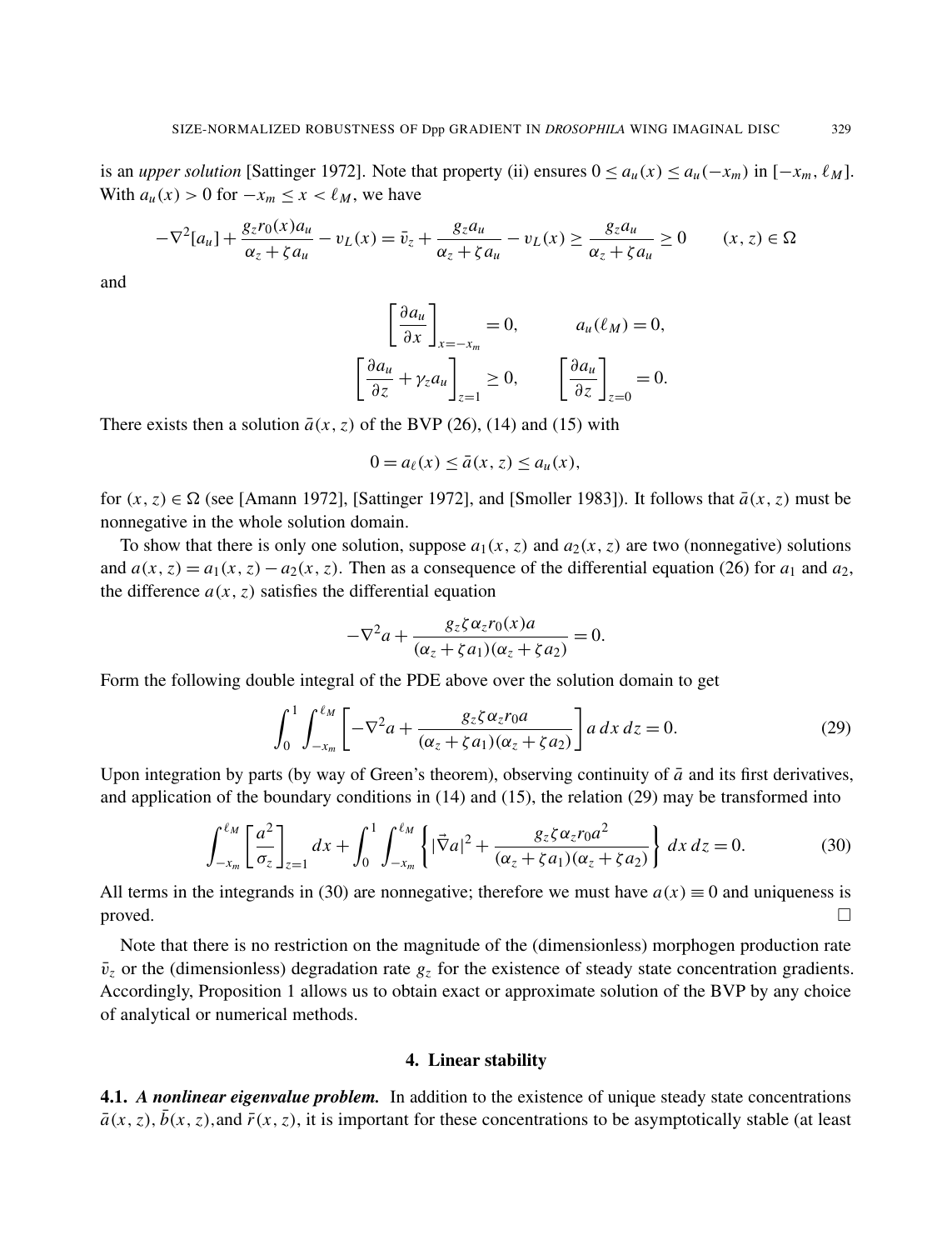is an *upper solution* [Sattinger 1972]. Note that property (ii) ensures $0 \le a_u(x) \le a_u(-x_m)$ in $[-x_m, \ell_M]$. With $a_u(x) > 0$ for $-x_m \le x < \ell_M$, we have

$$-\nabla^2[a_u] + \frac{g_z r_0(x) a_u}{\alpha_z + \zeta a_u} - v_L(x) = \bar{v}_z + \frac{g_z a_u}{\alpha_z + \zeta a_u} - v_L(x) \ge \frac{g_z a_u}{\alpha_z + \zeta a_u} \ge 0 \qquad (x, z) \in \Omega$$

and

$$\left[\frac{\partial a_u}{\partial x}\right]_{x=-x_m} = 0, \qquad a_u(\ell_M) = 0,$$

$$\left[\frac{\partial a_u}{\partial z} + \gamma_z a_u\right]_{z=1} \ge 0, \qquad \left[\frac{\partial a_u}{\partial z}\right]_{z=0} = 0.$$

There exists then a solution $\bar{a}(x, z)$ of the BVP (26), (14) and (15) with

$$0 = a_\ell(x) \le \bar{a}(x, z) \le a_u(x),$$

for $(x, z) \in \Omega$ (see [Amann 1972], [Sattinger 1972], and [Smoller 1983]). It follows that $\bar{a}(x, z)$ must be nonnegative in the whole solution domain.

To show that there is only one solution, suppose $a_1(x, z)$ and $a_2(x, z)$ are two (nonnegative) solutions and $a(x, z) = a_1(x, z) - a_2(x, z)$. Then as a consequence of the differential equation (26) for $a_1$ and $a_2$, the difference $a(x, z)$ satisfies the differential equation

$$-\nabla^2 a + \frac{g_z \zeta \alpha_z r_0(x) a}{(\alpha_z + \zeta a_1)(\alpha_z + \zeta a_2)} = 0.$$

Form the following double integral of the PDE above over the solution domain to get

$$\int_0^1 \int_{-x_m}^{\ell_M} \left[-\nabla^2 a + \frac{g_z \zeta \alpha_z r_0 a}{(\alpha_z + \zeta a_1)(\alpha_z + \zeta a_2)}\right] a \, dx \, dz = 0. \tag{29}$$

Upon integration by parts (by way of Green's theorem), observing continuity of $\bar{a}$ and its first derivatives, and application of the boundary conditions in (14) and (15), the relation (29) may be transformed into

$$\int_{-x_m}^{\ell_M} \left[\frac{a^2}{\sigma_z}\right]_{z=1} dx + \int_0^1 \int_{-x_m}^{\ell_M} \left\{|\vec{\nabla} a|^2 + \frac{g_z \zeta \alpha_z r_0 a^2}{(\alpha_z + \zeta a_1)(\alpha_z + \zeta a_2)}\right\} dx \, dz = 0. \tag{30}$$

All terms in the integrands in (30) are nonnegative; therefore we must have $a(x) \equiv 0$ and uniqueness is proved. □

Note that there is no restriction on the magnitude of the (dimensionless) morphogen production rate $\bar{v}_z$ or the (dimensionless) degradation rate $g_z$ for the existence of steady state concentration gradients. Accordingly, Proposition 1 allows us to obtain exact or approximate solution of the BVP by any choice of analytical or numerical methods.

## 4. Linear stability

**4.1.** ***A nonlinear eigenvalue problem.*** In addition to the existence of unique steady state concentrations $\bar{a}(x, z)$, $\bar{b}(x, z)$, and $\bar{r}(x, z)$, it is important for these concentrations to be asymptotically stable (at least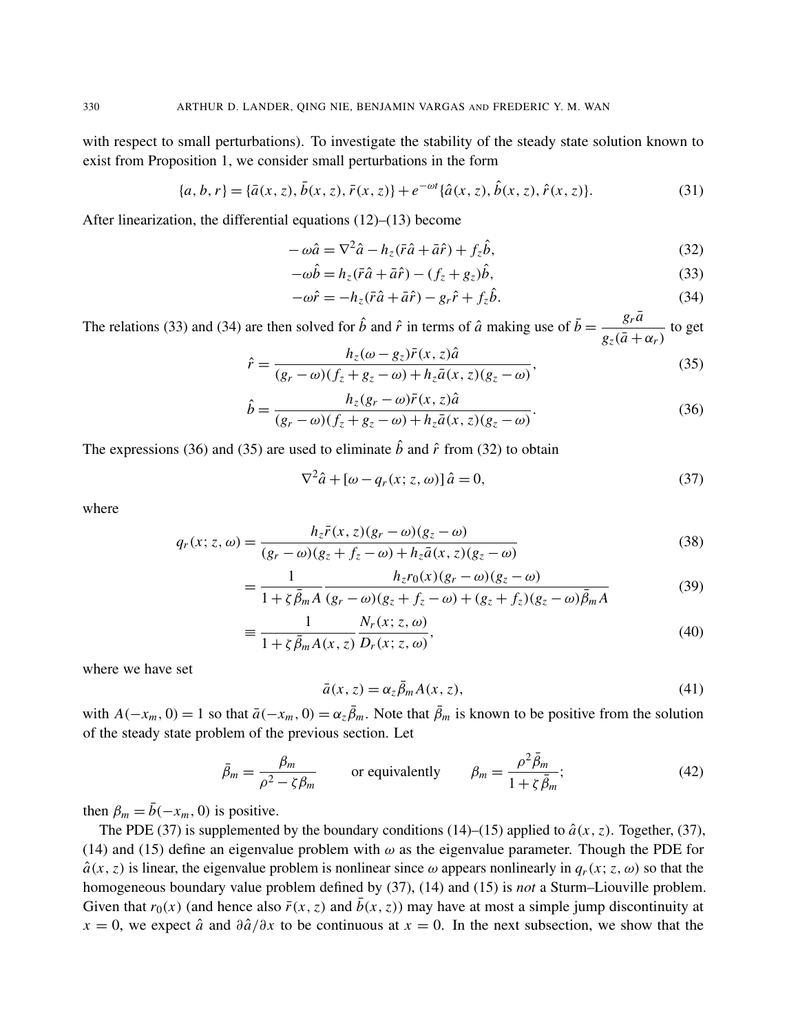with respect to small perturbations). To investigate the stability of the steady state solution known to exist from Proposition 1, we consider small perturbations in the form

$$\{a, b, r\} = \{\bar{a}(x, z), \bar{b}(x, z), \bar{r}(x, z)\} + e^{-\omega t}\{\hat{a}(x, z), \hat{b}(x, z), \hat{r}(x, z)\}. \tag{31}$$

After linearization, the differential equations (12)–(13) become

$$-\omega\hat{a} = \nabla^2\hat{a} - h_z(\bar{r}\hat{a} + \bar{a}\hat{r}) + f_z\hat{b}, \tag{32}$$

$$-\omega\hat{b} = h_z(\bar{r}\hat{a} + \bar{a}\hat{r}) - (f_z + g_z)\hat{b}, \tag{33}$$

$$-\omega\hat{r} = -h_z(\bar{r}\hat{a} + \bar{a}\hat{r}) - g_r\hat{r} + f_z\hat{b}. \tag{34}$$

The relations (33) and (34) are then solved for $\hat{b}$ and $\hat{r}$ in terms of $\hat{a}$ making use of $\bar{b} = \dfrac{g_r\bar{a}}{g_z(\bar{a} + \alpha_r)}$ to get

$$\hat{r} = \frac{h_z(\omega - g_z)\bar{r}(x, z)\hat{a}}{(g_r - \omega)(f_z + g_z - \omega) + h_z\bar{a}(x, z)(g_z - \omega)}, \tag{35}$$

$$\hat{b} = \frac{h_z(g_r - \omega)\bar{r}(x, z)\hat{a}}{(g_r - \omega)(f_z + g_z - \omega) + h_z\bar{a}(x, z)(g_z - \omega)}. \tag{36}$$

The expressions (36) and (35) are used to eliminate $\hat{b}$ and $\hat{r}$ from (32) to obtain

$$\nabla^2\hat{a} + [\omega - q_r(x; z, \omega)]\,\hat{a} = 0, \tag{37}$$

where

$$q_r(x; z, \omega) = \frac{h_z\bar{r}(x, z)(g_r - \omega)(g_z - \omega)}{(g_r - \omega)(g_z + f_z - \omega) + h_z\bar{a}(x, z)(g_z - \omega)} \tag{38}$$

$$= \frac{1}{1 + \zeta\bar{\beta}_m A}\,\frac{h_z r_0(x)(g_r - \omega)(g_z - \omega)}{(g_r - \omega)(g_z + f_z - \omega) + (g_z + f_z)(g_z - \omega)\bar{\beta}_m A} \tag{39}$$

$$\equiv \frac{1}{1 + \zeta\bar{\beta}_m A(x, z)}\,\frac{N_r(x; z, \omega)}{D_r(x; z, \omega)}, \tag{40}$$

where we have set

$$\bar{a}(x, z) = \alpha_z\bar{\beta}_m A(x, z), \tag{41}$$

with $A(-x_m, 0) = 1$ so that $\bar{a}(-x_m, 0) = \alpha_z\bar{\beta}_m$. Note that $\bar{\beta}_m$ is known to be positive from the solution of the steady state problem of the previous section. Let

$$\bar{\beta}_m = \frac{\beta_m}{\rho^2 - \zeta\beta_m} \qquad \text{or equivalently} \qquad \beta_m = \frac{\rho^2\bar{\beta}_m}{1 + \zeta\bar{\beta}_m}; \tag{42}$$

then $\beta_m = \bar{b}(-x_m, 0)$ is positive.

The PDE (37) is supplemented by the boundary conditions (14)–(15) applied to $\hat{a}(x, z)$. Together, (37), (14) and (15) define an eigenvalue problem with $\omega$ as the eigenvalue parameter. Though the PDE for $\hat{a}(x, z)$ is linear, the eigenvalue problem is nonlinear since $\omega$ appears nonlinearly in $q_r(x; z, \omega)$ so that the homogeneous boundary value problem defined by (37), (14) and (15) is *not* a Sturm–Liouville problem. Given that $r_0(x)$ (and hence also $\bar{r}(x, z)$ and $\bar{b}(x, z)$) may have at most a simple jump discontinuity at $x = 0$, we expect $\hat{a}$ and $\partial\hat{a}/\partial x$ to be continuous at $x = 0$. In the next subsection, we show that the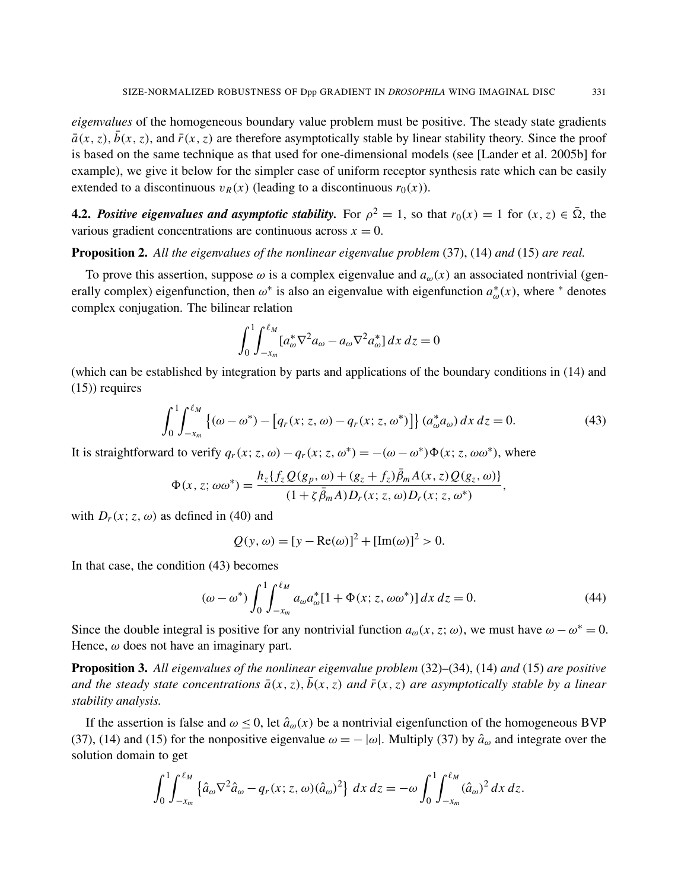*eigenvalues* of the homogeneous boundary value problem must be positive. The steady state gradients $\bar{a}(x,z)$, $\bar{b}(x,z)$, and $\bar{r}(x,z)$ are therefore asymptotically stable by linear stability theory. Since the proof is based on the same technique as that used for one-dimensional models (see [Lander et al. 2005b] for example), we give it below for the simpler case of uniform receptor synthesis rate which can be easily extended to a discontinuous $v_R(x)$ (leading to a discontinuous $r_0(x)$).

**4.2.** ***Positive eigenvalues and asymptotic stability.*** For $\rho^2 = 1$, so that $r_0(x) = 1$ for $(x,z) \in \bar{\Omega}$, the various gradient concentrations are continuous across $x = 0$.

**Proposition 2.** *All the eigenvalues of the nonlinear eigenvalue problem* (37), (14) *and* (15) *are real.*

To prove this assertion, suppose $\omega$ is a complex eigenvalue and $a_\omega(x)$ an associated nontrivial (generally complex) eigenfunction, then $\omega^*$ is also an eigenvalue with eigenfunction $a_\omega^*(x)$, where $^*$ denotes complex conjugation. The bilinear relation

$$\int_0^1 \int_{-x_m}^{\ell_M} [a_\omega^* \nabla^2 a_\omega - a_\omega \nabla^2 a_\omega^*] \, dx \, dz = 0$$

(which can be established by integration by parts and applications of the boundary conditions in (14) and (15)) requires

$$\int_0^1 \int_{-x_m}^{\ell_M} \big\{ (\omega - \omega^*) - \big[ q_r(x;z,\omega) - q_r(x;z,\omega^*) \big] \big\} (a_\omega^* a_\omega) \, dx \, dz = 0. \tag{43}$$

It is straightforward to verify $q_r(x;z,\omega) - q_r(x;z,\omega^*) = -(\omega - \omega^*)\Phi(x;z,\omega\omega^*)$, where

$$\Phi(x,z;\omega\omega^*) = \frac{h_z\{f_z Q(g_p,\omega) + (g_z + f_z)\bar{\beta}_m A(x,z) Q(g_z,\omega)\}}{(1 + \zeta \bar{\beta}_m A) D_r(x;z,\omega) D_r(x;z,\omega^*)},$$

with $D_r(x;z,\omega)$ as defined in (40) and

$$Q(y,\omega) = [y - \mathrm{Re}(\omega)]^2 + [\mathrm{Im}(\omega)]^2 > 0.$$

In that case, the condition (43) becomes

$$(\omega - \omega^*) \int_0^1 \int_{-x_m}^{\ell_M} a_\omega a_\omega^* [1 + \Phi(x;z,\omega\omega^*)] \, dx \, dz = 0. \tag{44}$$

Since the double integral is positive for any nontrivial function $a_\omega(x,z;\omega)$, we must have $\omega - \omega^* = 0$. Hence, $\omega$ does not have an imaginary part.

**Proposition 3.** *All eigenvalues of the nonlinear eigenvalue problem* (32)–(34), (14) *and* (15) *are positive and the steady state concentrations* $\bar{a}(x,z)$, $\bar{b}(x,z)$ *and* $\bar{r}(x,z)$ *are asymptotically stable by a linear stability analysis.*

If the assertion is false and $\omega \le 0$, let $\hat{a}_\omega(x)$ be a nontrivial eigenfunction of the homogeneous BVP (37), (14) and (15) for the nonpositive eigenvalue $\omega = -|\omega|$. Multiply (37) by $\hat{a}_\omega$ and integrate over the solution domain to get

$$\int_0^1 \int_{-x_m}^{\ell_M} \big\{ \hat{a}_\omega \nabla^2 \hat{a}_\omega - q_r(x;z,\omega)(\hat{a}_\omega)^2 \big\} \, dx \, dz = -\omega \int_0^1 \int_{-x_m}^{\ell_M} (\hat{a}_\omega)^2 \, dx \, dz.$$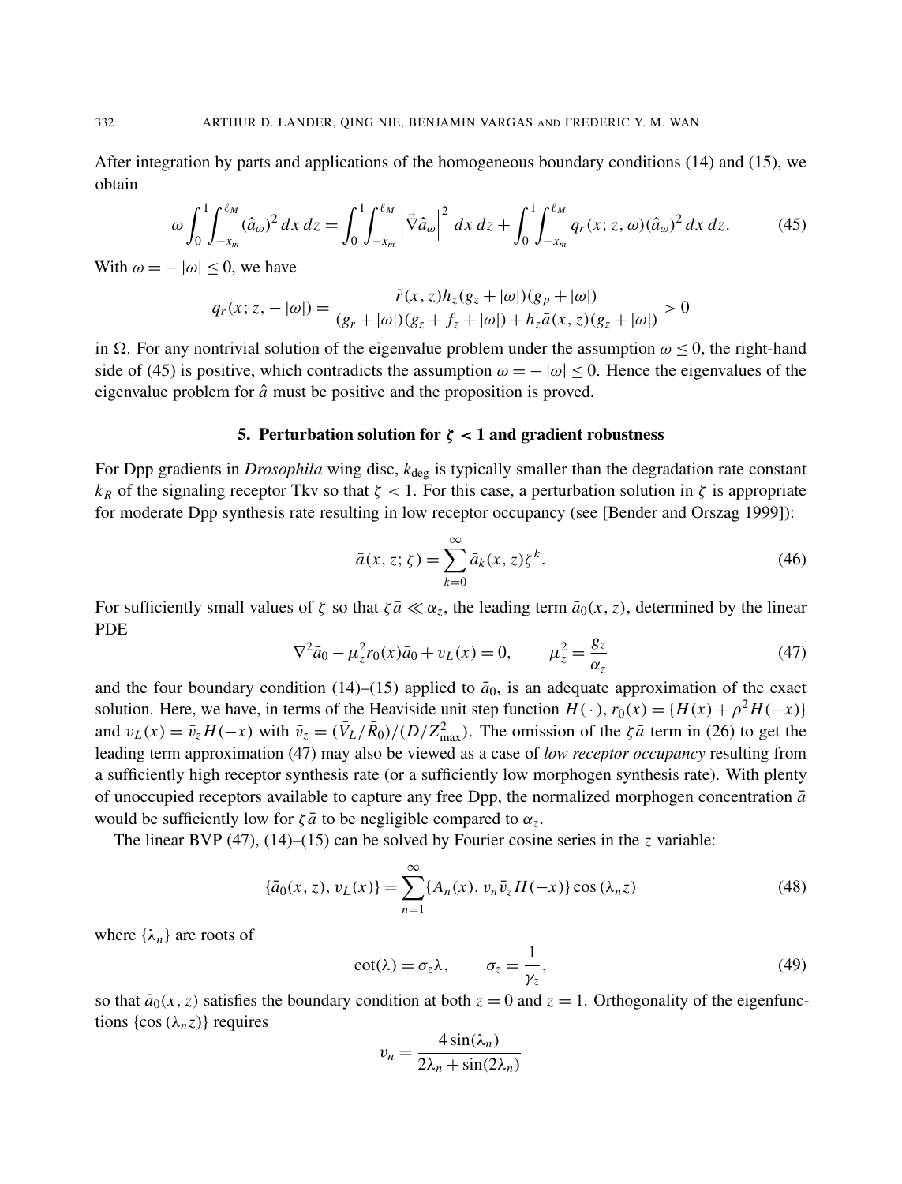After integration by parts and applications of the homogeneous boundary conditions (14) and (15), we obtain

$$\omega \int_0^1 \int_{-x_m}^{\ell_M} (\hat{a}_\omega)^2 \, dx \, dz = \int_0^1 \int_{-x_m}^{\ell_M} \left| \vec{\nabla} \hat{a}_\omega \right|^2 \, dx \, dz + \int_0^1 \int_{-x_m}^{\ell_M} q_r(x; z, \omega)(\hat{a}_\omega)^2 \, dx \, dz. \tag{45}$$

With $\omega = -|\omega| \leq 0$, we have

$$q_r(x; z, -|\omega|) = \frac{\bar{r}(x, z) h_z (g_z + |\omega|)(g_p + |\omega|)}{(g_r + |\omega|)(g_z + f_z + |\omega|) + h_z \bar{a}(x, z)(g_z + |\omega|)} > 0$$

in $\Omega$. For any nontrivial solution of the eigenvalue problem under the assumption $\omega \leq 0$, the right-hand side of (45) is positive, which contradicts the assumption $\omega = -|\omega| \leq 0$. Hence the eigenvalues of the eigenvalue problem for $\hat{a}$ must be positive and the proposition is proved.

## 5. Perturbation solution for $\zeta < 1$ and gradient robustness

For Dpp gradients in *Drosophila* wing disc, $k_{\deg}$ is typically smaller than the degradation rate constant $k_R$ of the signaling receptor Tkv so that $\zeta < 1$. For this case, a perturbation solution in $\zeta$ is appropriate for moderate Dpp synthesis rate resulting in low receptor occupancy (see [Bender and Orszag 1999]):

$$\bar{a}(x, z; \zeta) = \sum_{k=0}^{\infty} \bar{a}_k(x, z) \zeta^k. \tag{46}$$

For sufficiently small values of $\zeta$ so that $\zeta \bar{a} \ll \alpha_z$, the leading term $\bar{a}_0(x, z)$, determined by the linear PDE

$$\nabla^2 \bar{a}_0 - \mu_z^2 r_0(x) \bar{a}_0 + v_L(x) = 0, \qquad \mu_z^2 = \frac{g_z}{\alpha_z} \tag{47}$$

and the four boundary condition (14)–(15) applied to $\bar{a}_0$, is an adequate approximation of the exact solution. Here, we have, in terms of the Heaviside unit step function $H(\cdot)$, $r_0(x) = \{H(x) + \rho^2 H(-x)\}$ and $v_L(x) = \bar{v}_z H(-x)$ with $\bar{v}_z = (\bar{V}_L/\bar{R}_0)/(D/Z_{\max}^2)$. The omission of the $\zeta \bar{a}$ term in (26) to get the leading term approximation (47) may also be viewed as a case of *low receptor occupancy* resulting from a sufficiently high receptor synthesis rate (or a sufficiently low morphogen synthesis rate). With plenty of unoccupied receptors available to capture any free Dpp, the normalized morphogen concentration $\bar{a}$ would be sufficiently low for $\zeta \bar{a}$ to be negligible compared to $\alpha_z$.

The linear BVP (47), (14)–(15) can be solved by Fourier cosine series in the $z$ variable:

$$\{\bar{a}_0(x, z), v_L(x)\} = \sum_{n=1}^{\infty} \{A_n(x), v_n \bar{v}_z H(-x)\} \cos(\lambda_n z) \tag{48}$$

where $\{\lambda_n\}$ are roots of

$$\cot(\lambda) = \sigma_z \lambda, \qquad \sigma_z = \frac{1}{\gamma_z}, \tag{49}$$

so that $\bar{a}_0(x, z)$ satisfies the boundary condition at both $z = 0$ and $z = 1$. Orthogonality of the eigenfunctions $\{\cos(\lambda_n z)\}$ requires

$$v_n = \frac{4 \sin(\lambda_n)}{2\lambda_n + \sin(2\lambda_n)}$$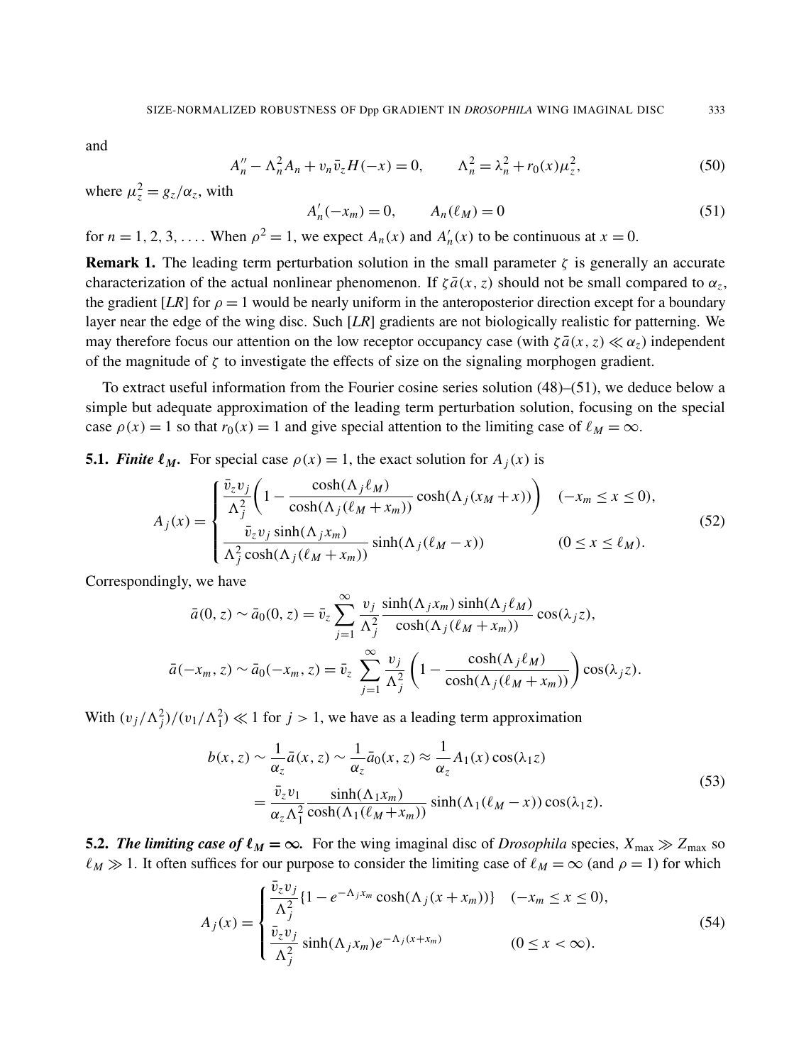and

$$A_n'' - \Lambda_n^2 A_n + v_n \bar{v}_z H(-x) = 0, \qquad \Lambda_n^2 = \lambda_n^2 + r_0(x)\mu_z^2, \tag{50}$$

where $\mu_z^2 = g_z/\alpha_z$, with

$$A_n'(-x_m) = 0, \qquad A_n(\ell_M) = 0 \tag{51}$$

for $n = 1, 2, 3, \ldots$. When $\rho^2 = 1$, we expect $A_n(x)$ and $A_n'(x)$ to be continuous at $x = 0$.

**Remark 1.** The leading term perturbation solution in the small parameter $\zeta$ is generally an accurate characterization of the actual nonlinear phenomenon. If $\zeta\bar{a}(x, z)$ should not be small compared to $\alpha_z$, the gradient [*LR*] for $\rho = 1$ would be nearly uniform in the anteroposterior direction except for a boundary layer near the edge of the wing disc. Such [*LR*] gradients are not biologically realistic for patterning. We may therefore focus our attention on the low receptor occupancy case (with $\zeta\bar{a}(x, z) \ll \alpha_z$) independent of the magnitude of $\zeta$ to investigate the effects of size on the signaling morphogen gradient.

To extract useful information from the Fourier cosine series solution (48)–(51), we deduce below a simple but adequate approximation of the leading term perturbation solution, focusing on the special case $\rho(x) = 1$ so that $r_0(x) = 1$ and give special attention to the limiting case of $\ell_M = \infty$.

**5.1. *Finite $\ell_M$.*** For special case $\rho(x) = 1$, the exact solution for $A_j(x)$ is

$$A_j(x) = \begin{cases} \dfrac{\bar{v}_z v_j}{\Lambda_j^2}\left(1 - \dfrac{\cosh(\Lambda_j \ell_M)}{\cosh(\Lambda_j(\ell_M + x_m))}\cosh(\Lambda_j(x_M + x))\right) & (-x_m \le x \le 0), \\[2ex] \dfrac{\bar{v}_z v_j \sinh(\Lambda_j x_m)}{\Lambda_j^2 \cosh(\Lambda_j(\ell_M + x_m))}\sinh(\Lambda_j(\ell_M - x)) & (0 \le x \le \ell_M). \end{cases} \tag{52}$$

Correspondingly, we have

$$\bar{a}(0, z) \sim \bar{a}_0(0, z) = \bar{v}_z \sum_{j=1}^{\infty} \frac{v_j}{\Lambda_j^2} \frac{\sinh(\Lambda_j x_m)\sinh(\Lambda_j \ell_M)}{\cosh(\Lambda_j(\ell_M + x_m))}\cos(\lambda_j z),$$

$$\bar{a}(-x_m, z) \sim \bar{a}_0(-x_m, z) = \bar{v}_z \sum_{j=1}^{\infty} \frac{v_j}{\Lambda_j^2}\left(1 - \frac{\cosh(\Lambda_j \ell_M)}{\cosh(\Lambda_j(\ell_M + x_m))}\right)\cos(\lambda_j z).$$

With $(v_j/\Lambda_j^2)/(v_1/\Lambda_1^2) \ll 1$ for $j > 1$, we have as a leading term approximation

$$\begin{aligned} b(x, z) &\sim \frac{1}{\alpha_z}\bar{a}(x, z) \sim \frac{1}{\alpha_z}\bar{a}_0(x, z) \approx \frac{1}{\alpha_z}A_1(x)\cos(\lambda_1 z) \\ &= \frac{\bar{v}_z v_1}{\alpha_z \Lambda_1^2}\frac{\sinh(\Lambda_1 x_m)}{\cosh(\Lambda_1(\ell_M + x_m))}\sinh(\Lambda_1(\ell_M - x))\cos(\lambda_1 z). \end{aligned} \tag{53}$$

**5.2. *The limiting case of $\ell_M = \infty$.*** For the wing imaginal disc of *Drosophila* species, $X_{\max} \gg Z_{\max}$ so $\ell_M \gg 1$. It often suffices for our purpose to consider the limiting case of $\ell_M = \infty$ (and $\rho = 1$) for which

$$A_j(x) = \begin{cases} \dfrac{\bar{v}_z v_j}{\Lambda_j^2}\{1 - e^{-\Lambda_j x_m}\cosh(\Lambda_j(x + x_m))\} & (-x_m \le x \le 0), \\[2ex] \dfrac{\bar{v}_z v_j}{\Lambda_j^2}\sinh(\Lambda_j x_m)e^{-\Lambda_j(x + x_m)} & (0 \le x < \infty). \end{cases} \tag{54}$$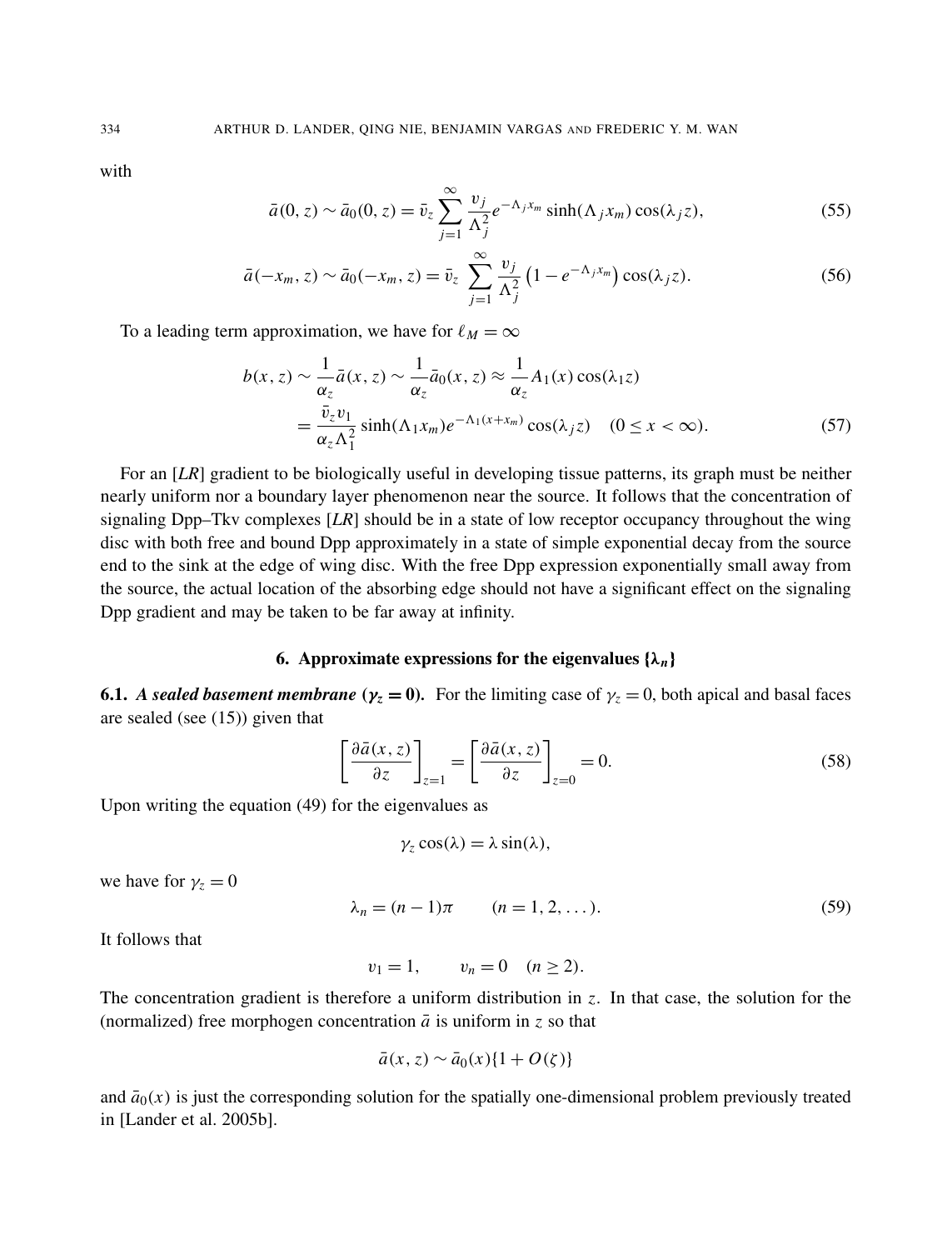with

$$\bar{a}(0,z) \sim \bar{a}_0(0,z) = \bar{v}_z \sum_{j=1}^{\infty} \frac{v_j}{\Lambda_j^2} e^{-\Lambda_j x_m} \sinh(\Lambda_j x_m) \cos(\lambda_j z), \tag{55}$$

$$\bar{a}(-x_m,z) \sim \bar{a}_0(-x_m,z) = \bar{v}_z \sum_{j=1}^{\infty} \frac{v_j}{\Lambda_j^2} \left(1 - e^{-\Lambda_j x_m}\right) \cos(\lambda_j z). \tag{56}$$

To a leading term approximation, we have for $\ell_M = \infty$

$$\begin{aligned} b(x,z) &\sim \frac{1}{\alpha_z}\bar{a}(x,z) \sim \frac{1}{\alpha_z}\bar{a}_0(x,z) \approx \frac{1}{\alpha_z} A_1(x)\cos(\lambda_1 z) \\ &= \frac{\bar{v}_z v_1}{\alpha_z \Lambda_1^2} \sinh(\Lambda_1 x_m) e^{-\Lambda_1(x+x_m)} \cos(\lambda_j z) \quad (0 \le x < \infty). \end{aligned} \tag{57}$$

For an [*LR*] gradient to be biologically useful in developing tissue patterns, its graph must be neither nearly uniform nor a boundary layer phenomenon near the source. It follows that the concentration of signaling Dpp–Tkv complexes [*LR*] should be in a state of low receptor occupancy throughout the wing disc with both free and bound Dpp approximately in a state of simple exponential decay from the source end to the sink at the edge of wing disc. With the free Dpp expression exponentially small away from the source, the actual location of the absorbing edge should not have a significant effect on the signaling Dpp gradient and may be taken to be far away at infinity.

## 6. Approximate expressions for the eigenvalues $\{\lambda_n\}$

**6.1.** ***A sealed basement membrane*** **($\gamma_z = 0$).** For the limiting case of $\gamma_z = 0$, both apical and basal faces are sealed (see (15)) given that

$$\left[\frac{\partial \bar{a}(x,z)}{\partial z}\right]_{z=1} = \left[\frac{\partial \bar{a}(x,z)}{\partial z}\right]_{z=0} = 0. \tag{58}$$

Upon writing the equation (49) for the eigenvalues as

$$\gamma_z \cos(\lambda) = \lambda \sin(\lambda),$$

we have for $\gamma_z = 0$

$$\lambda_n = (n-1)\pi \qquad (n = 1, 2, \dots). \tag{59}$$

It follows that

$$v_1 = 1, \qquad v_n = 0 \quad (n \ge 2).$$

The concentration gradient is therefore a uniform distribution in $z$. In that case, the solution for the (normalized) free morphogen concentration $\bar{a}$ is uniform in $z$ so that

$$\bar{a}(x,z) \sim \bar{a}_0(x)\{1 + O(\zeta)\}$$

and $\bar{a}_0(x)$ is just the corresponding solution for the spatially one-dimensional problem previously treated in [Lander et al. 2005b].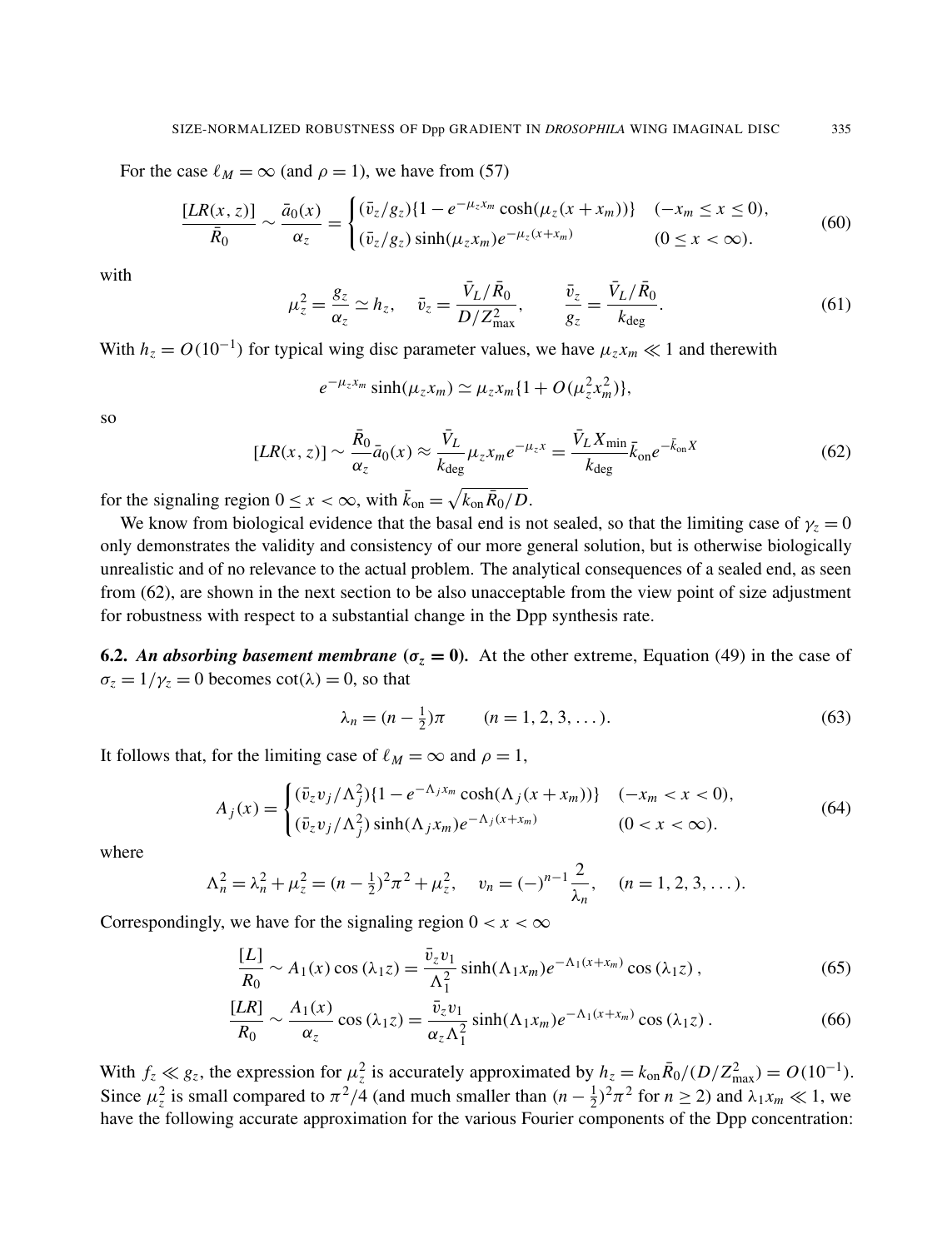For the case $\ell_M = \infty$ (and $\rho = 1$), we have from (57)

$$\frac{[LR(x,z)]}{\bar{R}_0} \sim \frac{\bar{a}_0(x)}{\alpha_z} = \begin{cases} (\bar{v}_z/g_z)\{1 - e^{-\mu_z x_m}\cosh(\mu_z(x+x_m))\} & (-x_m \le x \le 0), \\ (\bar{v}_z/g_z)\sinh(\mu_z x_m)e^{-\mu_z(x+x_m)} & (0 \le x < \infty). \end{cases} \tag{60}$$

with

$$\mu_z^2 = \frac{g_z}{\alpha_z} \simeq h_z, \quad \bar{v}_z = \frac{\bar{V}_L/\bar{R}_0}{D/Z_{\max}^2}, \qquad \frac{\bar{v}_z}{g_z} = \frac{\bar{V}_L/\bar{R}_0}{k_{\deg}}. \tag{61}$$

With $h_z = O(10^{-1})$ for typical wing disc parameter values, we have $\mu_z x_m \ll 1$ and therewith

$$e^{-\mu_z x_m}\sinh(\mu_z x_m) \simeq \mu_z x_m\{1 + O(\mu_z^2 x_m^2)\},$$

so

$$[LR(x,z)] \sim \frac{\bar{R}_0}{\alpha_z}\bar{a}_0(x) \approx \frac{\bar{V}_L}{k_{\deg}}\mu_z x_m e^{-\mu_z x} = \frac{\bar{V}_L X_{\min}}{k_{\deg}}\bar{k}_{\mathrm{on}} e^{-\bar{k}_{\mathrm{on}} X} \tag{62}$$

for the signaling region $0 \le x < \infty$, with $\bar{k}_{\mathrm{on}} = \sqrt{k_{\mathrm{on}}\bar{R}_0/D}$.

We know from biological evidence that the basal end is not sealed, so that the limiting case of $\gamma_z = 0$ only demonstrates the validity and consistency of our more general solution, but is otherwise biologically unrealistic and of no relevance to the actual problem. The analytical consequences of a sealed end, as seen from (62), are shown in the next section to be also unacceptable from the view point of size adjustment for robustness with respect to a substantial change in the Dpp synthesis rate.

**6.2.** ***An absorbing basement membrane*** **($\sigma_z = 0$).** At the other extreme, Equation (49) in the case of $\sigma_z = 1/\gamma_z = 0$ becomes $\cot(\lambda) = 0$, so that

$$\lambda_n = (n - \tfrac{1}{2})\pi \qquad (n = 1, 2, 3, \ldots). \tag{63}$$

It follows that, for the limiting case of $\ell_M = \infty$ and $\rho = 1$,

$$A_j(x) = \begin{cases} (\bar{v}_z v_j/\Lambda_j^2)\{1 - e^{-\Lambda_j x_m}\cosh(\Lambda_j(x+x_m))\} & (-x_m < x < 0), \\ (\bar{v}_z v_j/\Lambda_j^2)\sinh(\Lambda_j x_m)e^{-\Lambda_j(x+x_m)} & (0 < x < \infty). \end{cases} \tag{64}$$

where

$$\Lambda_n^2 = \lambda_n^2 + \mu_z^2 = (n - \tfrac{1}{2})^2\pi^2 + \mu_z^2, \quad v_n = (-)^{n-1}\frac{2}{\lambda_n}, \quad (n = 1, 2, 3, \ldots).$$

Correspondingly, we have for the signaling region $0 < x < \infty$

$$\frac{[L]}{R_0} \sim A_1(x)\cos(\lambda_1 z) = \frac{\bar{v}_z v_1}{\Lambda_1^2}\sinh(\Lambda_1 x_m)e^{-\Lambda_1(x+x_m)}\cos(\lambda_1 z), \tag{65}$$

$$\frac{[LR]}{R_0} \sim \frac{A_1(x)}{\alpha_z}\cos(\lambda_1 z) = \frac{\bar{v}_z v_1}{\alpha_z\Lambda_1^2}\sinh(\Lambda_1 x_m)e^{-\Lambda_1(x+x_m)}\cos(\lambda_1 z). \tag{66}$$

With $f_z \ll g_z$, the expression for $\mu_z^2$ is accurately approximated by $h_z = k_{\mathrm{on}}\bar{R}_0/(D/Z_{\max}^2) = O(10^{-1})$. Since $\mu_z^2$ is small compared to $\pi^2/4$ (and much smaller than $(n - \frac{1}{2})^2\pi^2$ for $n \ge 2$) and $\lambda_1 x_m \ll 1$, we have the following accurate approximation for the various Fourier components of the Dpp concentration: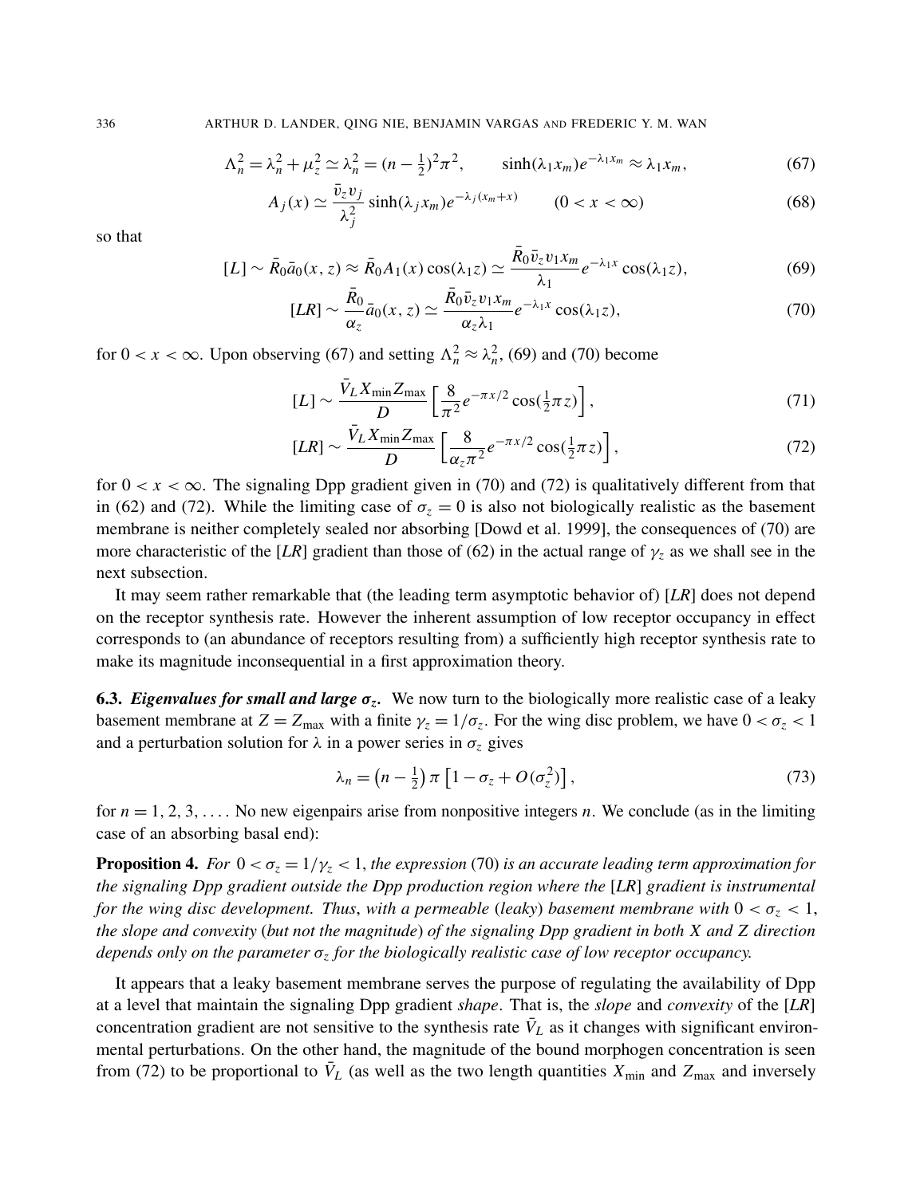$$\Lambda_n^2 = \lambda_n^2 + \mu_z^2 \simeq \lambda_n^2 = (n - \tfrac{1}{2})^2 \pi^2, \qquad \sinh(\lambda_1 x_m) e^{-\lambda_1 x_m} \approx \lambda_1 x_m, \tag{67}$$

$$A_j(x) \simeq \frac{\bar{v}_z v_j}{\lambda_j^2} \sinh(\lambda_j x_m) e^{-\lambda_j (x_m + x)} \qquad (0 < x < \infty) \tag{68}$$

so that

$$[L] \sim \bar{R}_0 \bar{a}_0(x, z) \approx \bar{R}_0 A_1(x) \cos(\lambda_1 z) \simeq \frac{\bar{R}_0 \bar{v}_z v_1 x_m}{\lambda_1} e^{-\lambda_1 x} \cos(\lambda_1 z), \tag{69}$$

$$[LR] \sim \frac{\bar{R}_0}{\alpha_z} \bar{a}_0(x, z) \simeq \frac{\bar{R}_0 \bar{v}_z v_1 x_m}{\alpha_z \lambda_1} e^{-\lambda_1 x} \cos(\lambda_1 z), \tag{70}$$

for $0 < x < \infty$. Upon observing (67) and setting $\Lambda_n^2 \approx \lambda_n^2$, (69) and (70) become

$$[L] \sim \frac{\bar{V}_L X_{\min} Z_{\max}}{D} \left[ \frac{8}{\pi^2} e^{-\pi x/2} \cos(\tfrac{1}{2}\pi z) \right], \tag{71}$$

$$[LR] \sim \frac{\bar{V}_L X_{\min} Z_{\max}}{D} \left[ \frac{8}{\alpha_z \pi^2} e^{-\pi x/2} \cos(\tfrac{1}{2}\pi z) \right], \tag{72}$$

for $0 < x < \infty$. The signaling Dpp gradient given in (70) and (72) is qualitatively different from that in (62) and (72). While the limiting case of $\sigma_z = 0$ is also not biologically realistic as the basement membrane is neither completely sealed nor absorbing [Dowd et al. 1999], the consequences of (70) are more characteristic of the [*LR*] gradient than those of (62) in the actual range of $\gamma_z$ as we shall see in the next subsection.

It may seem rather remarkable that (the leading term asymptotic behavior of) [*LR*] does not depend on the receptor synthesis rate. However the inherent assumption of low receptor occupancy in effect corresponds to (an abundance of receptors resulting from) a sufficiently high receptor synthesis rate to make its magnitude inconsequential in a first approximation theory.

**6.3. *Eigenvalues for small and large $\sigma_z$.*** We now turn to the biologically more realistic case of a leaky basement membrane at $Z = Z_{\max}$ with a finite $\gamma_z = 1/\sigma_z$. For the wing disc problem, we have $0 < \sigma_z < 1$ and a perturbation solution for $\lambda$ in a power series in $\sigma_z$ gives

$$\lambda_n = \left(n - \tfrac{1}{2}\right) \pi \left[1 - \sigma_z + O(\sigma_z^2)\right], \tag{73}$$

for $n = 1, 2, 3, \ldots$. No new eigenpairs arise from nonpositive integers $n$. We conclude (as in the limiting case of an absorbing basal end):

**Proposition 4.** *For $0 < \sigma_z = 1/\gamma_z < 1$, the expression* (70) *is an accurate leading term approximation for the signaling Dpp gradient outside the Dpp production region where the* [*LR*] *gradient is instrumental for the wing disc development. Thus, with a permeable* (*leaky*) *basement membrane with $0 < \sigma_z < 1$, the slope and convexity* (*but not the magnitude*) *of the signaling Dpp gradient in both X and Z direction depends only on the parameter $\sigma_z$ for the biologically realistic case of low receptor occupancy.*

It appears that a leaky basement membrane serves the purpose of regulating the availability of Dpp at a level that maintain the signaling Dpp gradient *shape*. That is, the *slope* and *convexity* of the [*LR*] concentration gradient are not sensitive to the synthesis rate $\bar{V}_L$ as it changes with significant environmental perturbations. On the other hand, the magnitude of the bound morphogen concentration is seen from (72) to be proportional to $\bar{V}_L$ (as well as the two length quantities $X_{\min}$ and $Z_{\max}$ and inversely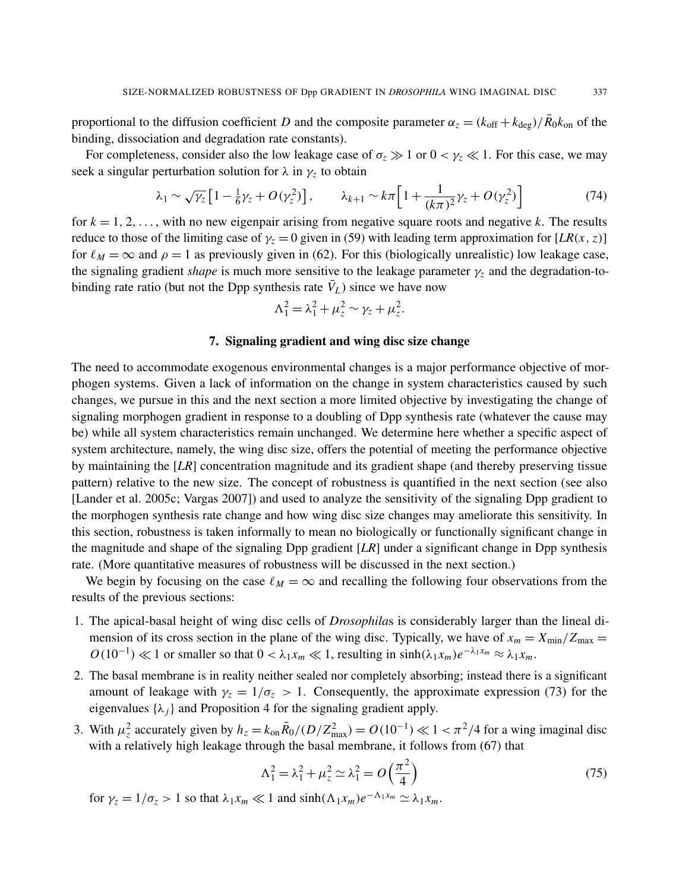proportional to the diffusion coefficient $D$ and the composite parameter $\alpha_z = (k_{\text{off}} + k_{\text{deg}})/\bar{R}_0 k_{\text{on}}$ of the binding, dissociation and degradation rate constants).

For completeness, consider also the low leakage case of $\sigma_z \gg 1$ or $0 < \gamma_z \ll 1$. For this case, we may seek a singular perturbation solution for $\lambda$ in $\gamma_z$ to obtain

$$\lambda_1 \sim \sqrt{\gamma_z}\left[1 - \tfrac{1}{6}\gamma_z + O(\gamma_z^2)\right], \qquad \lambda_{k+1} \sim k\pi\left[1 + \frac{1}{(k\pi)^2}\gamma_z + O(\gamma_z^2)\right] \tag{74}$$

for $k = 1, 2, \ldots$, with no new eigenpair arising from negative square roots and negative $k$. The results reduce to those of the limiting case of $\gamma_z = 0$ given in (59) with leading term approximation for $[LR(x, z)]$ for $\ell_M = \infty$ and $\rho = 1$ as previously given in (62). For this (biologically unrealistic) low leakage case, the signaling gradient *shape* is much more sensitive to the leakage parameter $\gamma_z$ and the degradation-to-binding rate ratio (but not the Dpp synthesis rate $\bar{V}_L$) since we have now

$$\Lambda_1^2 = \lambda_1^2 + \mu_z^2 \sim \gamma_z + \mu_z^2.$$

## 7. Signaling gradient and wing disc size change

The need to accommodate exogenous environmental changes is a major performance objective of morphogen systems. Given a lack of information on the change in system characteristics caused by such changes, we pursue in this and the next section a more limited objective by investigating the change of signaling morphogen gradient in response to a doubling of Dpp synthesis rate (whatever the cause may be) while all system characteristics remain unchanged. We determine here whether a specific aspect of system architecture, namely, the wing disc size, offers the potential of meeting the performance objective by maintaining the [*LR*] concentration magnitude and its gradient shape (and thereby preserving tissue pattern) relative to the new size. The concept of robustness is quantified in the next section (see also [Lander et al. 2005c; Vargas 2007]) and used to analyze the sensitivity of the signaling Dpp gradient to the morphogen synthesis rate change and how wing disc size changes may ameliorate this sensitivity. In this section, robustness is taken informally to mean no biologically or functionally significant change in the magnitude and shape of the signaling Dpp gradient [*LR*] under a significant change in Dpp synthesis rate. (More quantitative measures of robustness will be discussed in the next section.)

We begin by focusing on the case $\ell_M = \infty$ and recalling the following four observations from the results of the previous sections:

1. The apical-basal height of wing disc cells of *Drosophila*s is considerably larger than the lineal dimension of its cross section in the plane of the wing disc. Typically, we have of $x_m = X_{\min}/Z_{\max} = O(10^{-1}) \ll 1$ or smaller so that $0 < \lambda_1 x_m \ll 1$, resulting in $\sinh(\lambda_1 x_m)e^{-\lambda_1 x_m} \approx \lambda_1 x_m$.
2. The basal membrane is in reality neither sealed nor completely absorbing; instead there is a significant amount of leakage with $\gamma_z = 1/\sigma_z > 1$. Consequently, the approximate expression (73) for the eigenvalues $\{\lambda_j\}$ and Proposition 4 for the signaling gradient apply.
3. With $\mu_z^2$ accurately given by $h_z = k_{\text{on}}\bar{R}_0/(D/Z_{\max}^2) = O(10^{-1}) \ll 1 < \pi^2/4$ for a wing imaginal disc with a relatively high leakage through the basal membrane, it follows from (67) that

$$\Lambda_1^2 = \lambda_1^2 + \mu_z^2 \simeq \lambda_1^2 = O\left(\frac{\pi^2}{4}\right) \tag{75}$$

for $\gamma_z = 1/\sigma_z > 1$ so that $\lambda_1 x_m \ll 1$ and $\sinh(\Lambda_1 x_m)e^{-\Lambda_1 x_m} \simeq \lambda_1 x_m$.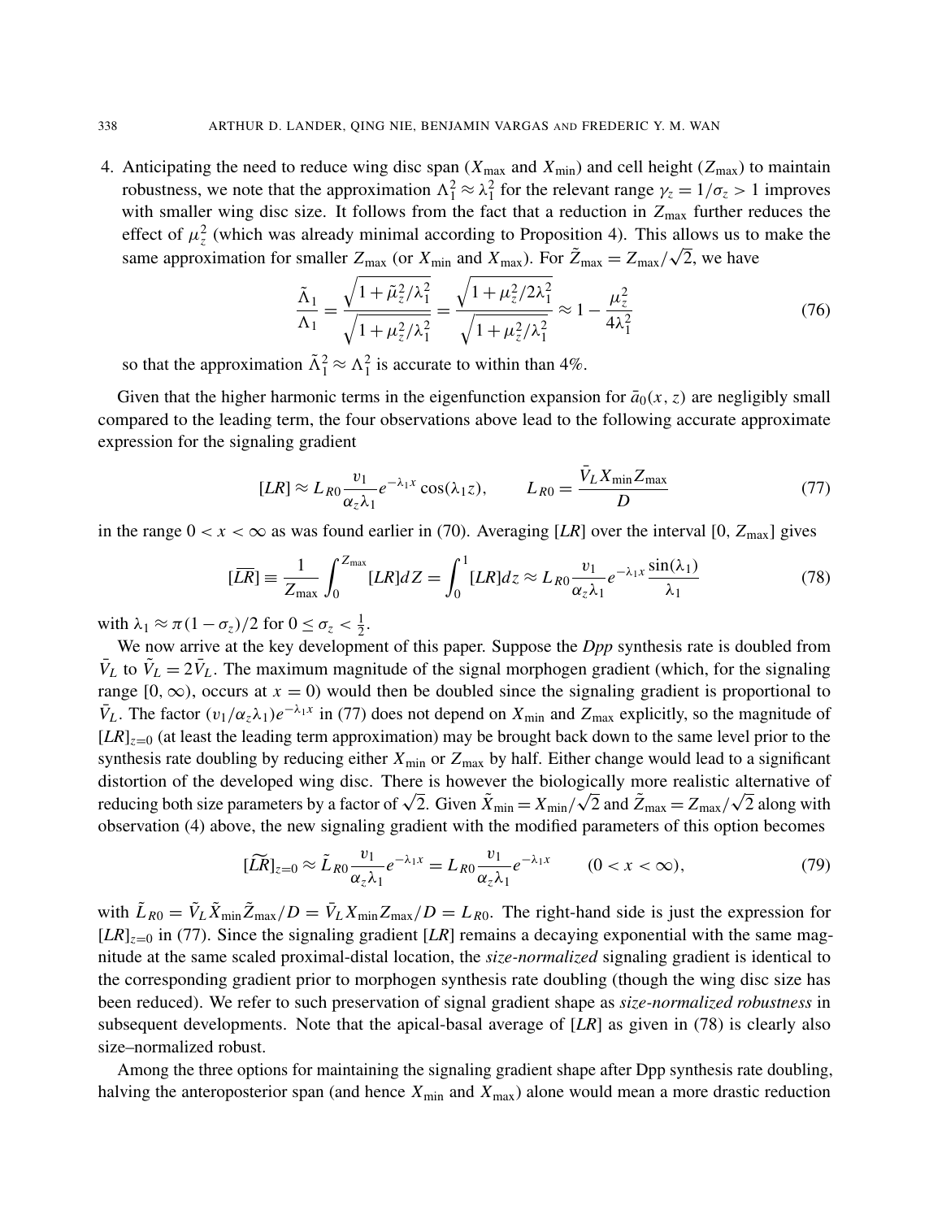4. Anticipating the need to reduce wing disc span ($X_{\max}$ and $X_{\min}$) and cell height ($Z_{\max}$) to maintain robustness, we note that the approximation $\Lambda_1^2 \approx \lambda_1^2$ for the relevant range $\gamma_z = 1/\sigma_z > 1$ improves with smaller wing disc size. It follows from the fact that a reduction in $Z_{\max}$ further reduces the effect of $\mu_z^2$ (which was already minimal according to Proposition 4). This allows us to make the same approximation for smaller $Z_{\max}$ (or $X_{\min}$ and $X_{\max}$). For $\tilde{Z}_{\max} = Z_{\max}/\sqrt{2}$, we have

$$\frac{\tilde{\Lambda}_1}{\Lambda_1} = \frac{\sqrt{1+\tilde{\mu}_z^2/\lambda_1^2}}{\sqrt{1+\mu_z^2/\lambda_1^2}} = \frac{\sqrt{1+\mu_z^2/2\lambda_1^2}}{\sqrt{1+\mu_z^2/\lambda_1^2}} \approx 1 - \frac{\mu_z^2}{4\lambda_1^2} \tag{76}$$

so that the approximation $\tilde{\Lambda}_1^2 \approx \Lambda_1^2$ is accurate to within than 4%.

Given that the higher harmonic terms in the eigenfunction expansion for $\bar{a}_0(x, z)$ are negligibly small compared to the leading term, the four observations above lead to the following accurate approximate expression for the signaling gradient

$$[LR] \approx L_{R0} \frac{v_1}{\alpha_z \lambda_1} e^{-\lambda_1 x} \cos(\lambda_1 z), \qquad L_{R0} = \frac{\bar{V}_L X_{\min} Z_{\max}}{D} \tag{77}$$

in the range $0 < x < \infty$ as was found earlier in (70). Averaging $[LR]$ over the interval $[0, Z_{\max}]$ gives

$$[\overline{LR}] \equiv \frac{1}{Z_{\max}} \int_0^{Z_{\max}} [LR] dZ = \int_0^1 [LR] dz \approx L_{R0} \frac{v_1}{\alpha_z \lambda_1} e^{-\lambda_1 x} \frac{\sin(\lambda_1)}{\lambda_1} \tag{78}$$

with $\lambda_1 \approx \pi(1-\sigma_z)/2$ for $0 \le \sigma_z < \frac{1}{2}$.

We now arrive at the key development of this paper. Suppose the *Dpp* synthesis rate is doubled from $\bar{V}_L$ to $\tilde{V}_L = 2\bar{V}_L$. The maximum magnitude of the signal morphogen gradient (which, for the signaling range $[0, \infty)$, occurs at $x = 0$) would then be doubled since the signaling gradient is proportional to $\bar{V}_L$. The factor $(v_1/\alpha_z\lambda_1)e^{-\lambda_1 x}$ in (77) does not depend on $X_{\min}$ and $Z_{\max}$ explicitly, so the magnitude of $[LR]_{z=0}$ (at least the leading term approximation) may be brought back down to the same level prior to the synthesis rate doubling by reducing either $X_{\min}$ or $Z_{\max}$ by half. Either change would lead to a significant distortion of the developed wing disc. There is however the biologically more realistic alternative of reducing both size parameters by a factor of $\sqrt{2}$. Given $\tilde{X}_{\min} = X_{\min}/\sqrt{2}$ and $\tilde{Z}_{\max} = Z_{\max}/\sqrt{2}$ along with observation (4) above, the new signaling gradient with the modified parameters of this option becomes

$$[\widetilde{LR}]_{z=0} \approx \tilde{L}_{R0} \frac{v_1}{\alpha_z \lambda_1} e^{-\lambda_1 x} = L_{R0} \frac{v_1}{\alpha_z \lambda_1} e^{-\lambda_1 x} \qquad (0 < x < \infty), \tag{79}$$

with $\tilde{L}_{R0} = \tilde{V}_L \tilde{X}_{\min} \tilde{Z}_{\max}/D = \bar{V}_L X_{\min} Z_{\max}/D = L_{R0}$. The right-hand side is just the expression for $[LR]_{z=0}$ in (77). Since the signaling gradient $[LR]$ remains a decaying exponential with the same magnitude at the same scaled proximal-distal location, the *size-normalized* signaling gradient is identical to the corresponding gradient prior to morphogen synthesis rate doubling (though the wing disc size has been reduced). We refer to such preservation of signal gradient shape as *size-normalized robustness* in subsequent developments. Note that the apical-basal average of $[LR]$ as given in (78) is clearly also size–normalized robust.

Among the three options for maintaining the signaling gradient shape after Dpp synthesis rate doubling, halving the anteroposterior span (and hence $X_{\min}$ and $X_{\max}$) alone would mean a more drastic reduction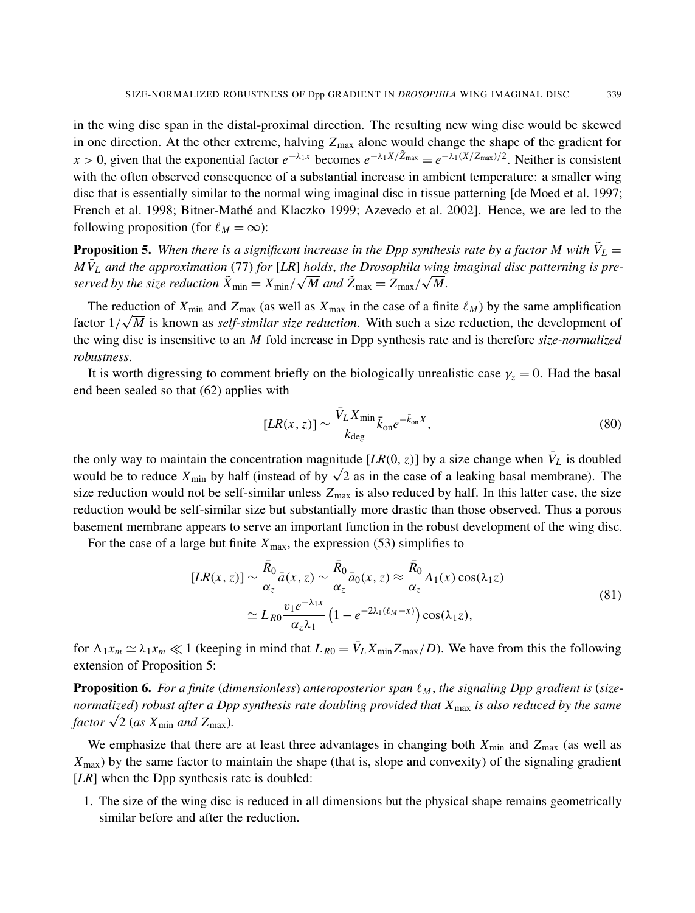in the wing disc span in the distal-proximal direction. The resulting new wing disc would be skewed in one direction. At the other extreme, halving $Z_{\max}$ alone would change the shape of the gradient for $x > 0$, given that the exponential factor $e^{-\lambda_1 x}$ becomes $e^{-\lambda_1 X/\tilde{Z}_{\max}} = e^{-\lambda_1 (X/Z_{\max})/2}$. Neither is consistent with the often observed consequence of a substantial increase in ambient temperature: a smaller wing disc that is essentially similar to the normal wing imaginal disc in tissue patterning [de Moed et al. 1997; French et al. 1998; Bitner-Mathé and Klaczko 1999; Azevedo et al. 2002]. Hence, we are led to the following proposition (for $\ell_M = \infty$):

**Proposition 5.** *When there is a significant increase in the Dpp synthesis rate by a factor $M$ with $\tilde{V}_L = M\bar{V}_L$ and the approximation* (77) *for* [*LR*] *holds, the Drosophila wing imaginal disc patterning is preserved by the size reduction $\tilde{X}_{\min} = X_{\min}/\sqrt{M}$ and $\tilde{Z}_{\max} = Z_{\max}/\sqrt{M}$.*

The reduction of $X_{\min}$ and $Z_{\max}$ (as well as $X_{\max}$ in the case of a finite $\ell_M$) by the same amplification factor $1/\sqrt{M}$ is known as *self-similar size reduction*. With such a size reduction, the development of the wing disc is insensitive to an $M$ fold increase in Dpp synthesis rate and is therefore *size-normalized robustness*.

It is worth digressing to comment briefly on the biologically unrealistic case $\gamma_z = 0$. Had the basal end been sealed so that (62) applies with

$$[LR(x,z)] \sim \frac{\bar{V}_L X_{\min}}{k_{\deg}} \bar{k}_{\text{on}} e^{-\bar{k}_{\text{on}} X}, \tag{80}$$

the only way to maintain the concentration magnitude $[LR(0,z)]$ by a size change when $\bar{V}_L$ is doubled would be to reduce $X_{\min}$ by half (instead of by $\sqrt{2}$ as in the case of a leaking basal membrane). The size reduction would not be self-similar unless $Z_{\max}$ is also reduced by half. In this latter case, the size reduction would be self-similar size but substantially more drastic than those observed. Thus a porous basement membrane appears to serve an important function in the robust development of the wing disc.

For the case of a large but finite $X_{\max}$, the expression (53) simplifies to

$$\begin{aligned}
[LR(x,z)] &\sim \frac{\bar{R}_0}{\alpha_z} \bar{a}(x,z) \sim \frac{\bar{R}_0}{\alpha_z} \bar{a}_0(x,z) \approx \frac{\bar{R}_0}{\alpha_z} A_1(x) \cos(\lambda_1 z) \\
&\simeq L_{R0} \frac{v_1 e^{-\lambda_1 x}}{\alpha_z \lambda_1} \left(1 - e^{-2\lambda_1(\ell_M - x)}\right) \cos(\lambda_1 z),
\end{aligned} \tag{81}$$

for $\Lambda_1 x_m \simeq \lambda_1 x_m \ll 1$ (keeping in mind that $L_{R0} = \bar{V}_L X_{\min} Z_{\max}/D$). We have from this the following extension of Proposition 5:

**Proposition 6.** *For a finite* (*dimensionless*) *anteroposterior span $\ell_M$, the signaling Dpp gradient is* (*size-normalized*) *robust after a Dpp synthesis rate doubling provided that $X_{\max}$ is also reduced by the same factor $\sqrt{2}$* (*as $X_{\min}$ and $Z_{\max}$*).

We emphasize that there are at least three advantages in changing both $X_{\min}$ and $Z_{\max}$ (as well as $X_{\max}$) by the same factor to maintain the shape (that is, slope and convexity) of the signaling gradient [*LR*] when the Dpp synthesis rate is doubled:

1. The size of the wing disc is reduced in all dimensions but the physical shape remains geometrically similar before and after the reduction.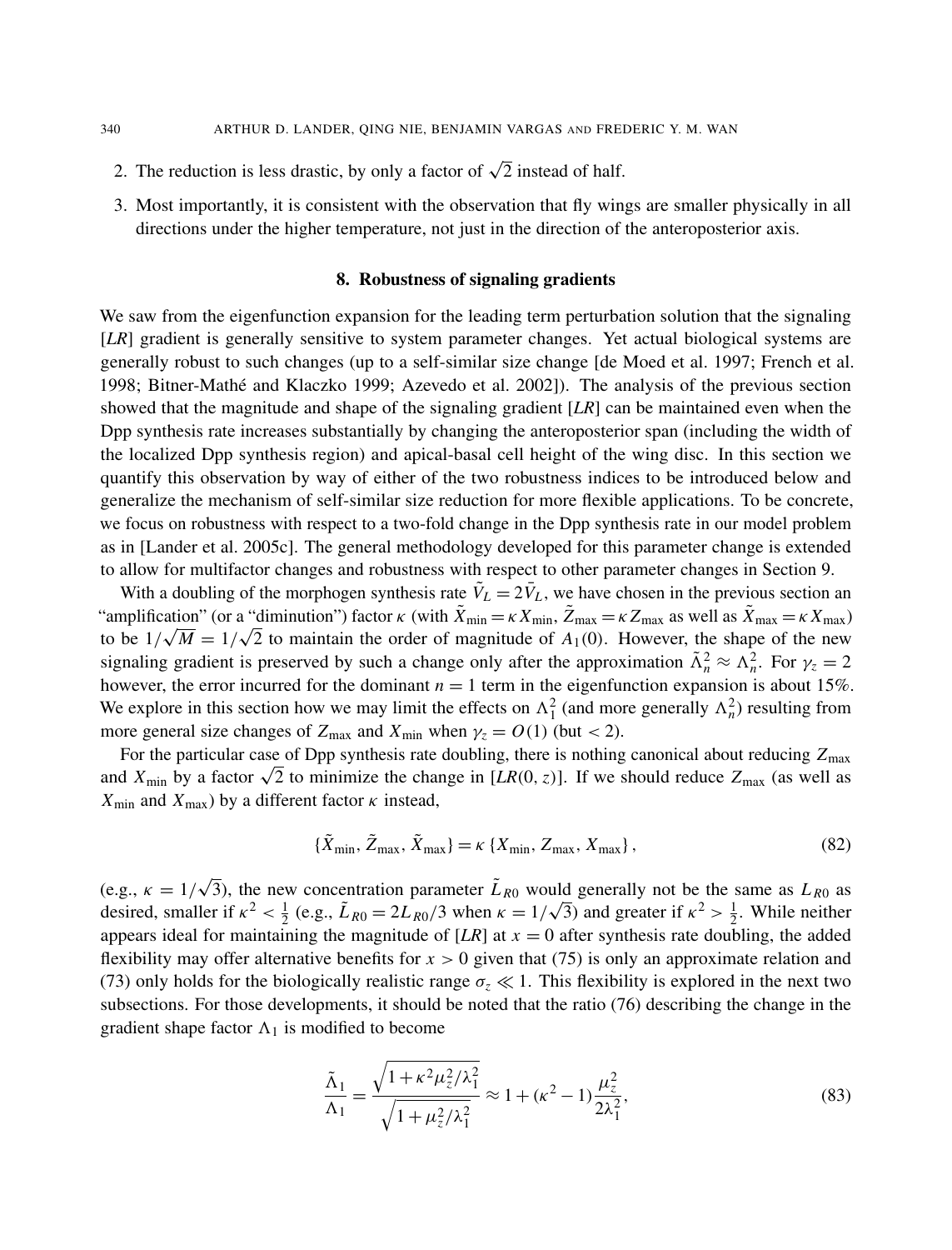2. The reduction is less drastic, by only a factor of $\sqrt{2}$ instead of half.

3. Most importantly, it is consistent with the observation that fly wings are smaller physically in all directions under the higher temperature, not just in the direction of the anteroposterior axis.

## 8. Robustness of signaling gradients

We saw from the eigenfunction expansion for the leading term perturbation solution that the signaling [*LR*] gradient is generally sensitive to system parameter changes. Yet actual biological systems are generally robust to such changes (up to a self-similar size change [de Moed et al. 1997; French et al. 1998; Bitner-Mathé and Klaczko 1999; Azevedo et al. 2002]). The analysis of the previous section showed that the magnitude and shape of the signaling gradient [*LR*] can be maintained even when the Dpp synthesis rate increases substantially by changing the anteroposterior span (including the width of the localized Dpp synthesis region) and apical-basal cell height of the wing disc. In this section we quantify this observation by way of either of the two robustness indices to be introduced below and generalize the mechanism of self-similar size reduction for more flexible applications. To be concrete, we focus on robustness with respect to a two-fold change in the Dpp synthesis rate in our model problem as in [Lander et al. 2005c]. The general methodology developed for this parameter change is extended to allow for multifactor changes and robustness with respect to other parameter changes in Section 9.

With a doubling of the morphogen synthesis rate $\tilde{V}_L = 2\bar{V}_L$, we have chosen in the previous section an "amplification" (or a "diminution") factor $\kappa$ (with $\tilde{X}_{\min} = \kappa X_{\min}$, $\tilde{Z}_{\max} = \kappa Z_{\max}$ as well as $\tilde{X}_{\max} = \kappa X_{\max}$) to be $1/\sqrt{M} = 1/\sqrt{2}$ to maintain the order of magnitude of $A_1(0)$. However, the shape of the new signaling gradient is preserved by such a change only after the approximation $\tilde{\Lambda}_n^2 \approx \Lambda_n^2$. For $\gamma_z = 2$ however, the error incurred for the dominant $n = 1$ term in the eigenfunction expansion is about 15%. We explore in this section how we may limit the effects on $\Lambda_1^2$ (and more generally $\Lambda_n^2$) resulting from more general size changes of $Z_{\max}$ and $X_{\min}$ when $\gamma_z = O(1)$ (but $< 2$).

For the particular case of Dpp synthesis rate doubling, there is nothing canonical about reducing $Z_{\max}$ and $X_{\min}$ by a factor $\sqrt{2}$ to minimize the change in $[LR(0, z)]$. If we should reduce $Z_{\max}$ (as well as $X_{\min}$ and $X_{\max}$) by a different factor $\kappa$ instead,

$$\{\tilde{X}_{\min}, \tilde{Z}_{\max}, \tilde{X}_{\max}\} = \kappa\,\{X_{\min}, Z_{\max}, X_{\max}\}, \tag{82}$$

(e.g., $\kappa = 1/\sqrt{3}$), the new concentration parameter $\tilde{L}_{R0}$ would generally not be the same as $L_{R0}$ as desired, smaller if $\kappa^2 < \frac{1}{2}$ (e.g., $\tilde{L}_{R0} = 2L_{R0}/3$ when $\kappa = 1/\sqrt{3}$) and greater if $\kappa^2 > \frac{1}{2}$. While neither appears ideal for maintaining the magnitude of [*LR*] at $x = 0$ after synthesis rate doubling, the added flexibility may offer alternative benefits for $x > 0$ given that (75) is only an approximate relation and (73) only holds for the biologically realistic range $\sigma_z \ll 1$. This flexibility is explored in the next two subsections. For those developments, it should be noted that the ratio (76) describing the change in the gradient shape factor $\Lambda_1$ is modified to become

$$\frac{\tilde{\Lambda}_1}{\Lambda_1} = \frac{\sqrt{1 + \kappa^2 \mu_z^2/\lambda_1^2}}{\sqrt{1 + \mu_z^2/\lambda_1^2}} \approx 1 + (\kappa^2 - 1)\frac{\mu_z^2}{2\lambda_1^2}, \tag{83}$$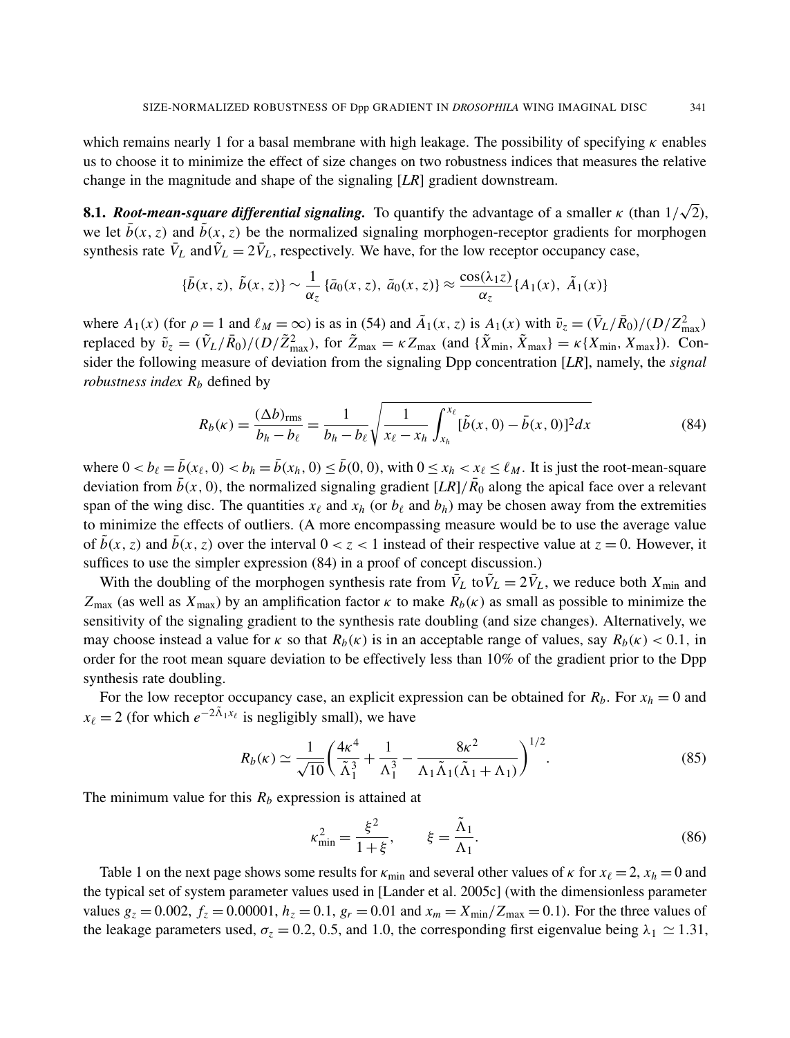which remains nearly 1 for a basal membrane with high leakage. The possibility of specifying $\kappa$ enables us to choose it to minimize the effect of size changes on two robustness indices that measures the relative change in the magnitude and shape of the signaling [*LR*] gradient downstream.

**8.1.** ***Root-mean-square differential signaling.*** To quantify the advantage of a smaller $\kappa$ (than $1/\sqrt{2}$), we let $\bar{b}(x, z)$ and $\tilde{b}(x, z)$ be the normalized signaling morphogen-receptor gradients for morphogen synthesis rate $\bar{V}_L$ and $\tilde{V}_L = 2\bar{V}_L$, respectively. We have, for the low receptor occupancy case,

$$\{\bar{b}(x, z),\ \tilde{b}(x, z)\} \sim \frac{1}{\alpha_z}\{\bar{a}_0(x, z),\ \tilde{a}_0(x, z)\} \approx \frac{\cos(\lambda_1 z)}{\alpha_z}\{A_1(x),\ \tilde{A}_1(x)\}$$

where $A_1(x)$ (for $\rho = 1$ and $\ell_M = \infty$) is as in (54) and $\tilde{A}_1(x, z)$ is $A_1(x)$ with $\bar{v}_z = (\bar{V}_L/\bar{R}_0)/(D/Z_{\max}^2)$ replaced by $\tilde{v}_z = (\tilde{V}_L/\bar{R}_0)/(D/\tilde{Z}_{\max}^2)$, for $\tilde{Z}_{\max} = \kappa Z_{\max}$ (and $\{\tilde{X}_{\min}, \tilde{X}_{\max}\} = \kappa\{X_{\min}, X_{\max}\}$). Consider the following measure of deviation from the signaling Dpp concentration [*LR*], namely, the *signal robustness index* $R_b$ defined by

$$R_b(\kappa) = \frac{(\Delta b)_{\text{rms}}}{b_h - b_\ell} = \frac{1}{b_h - b_\ell}\sqrt{\frac{1}{x_\ell - x_h}\int_{x_h}^{x_\ell}[\tilde{b}(x, 0) - \bar{b}(x, 0)]^2 dx} \tag{84}$$

where $0 < b_\ell = \bar{b}(x_\ell, 0) < b_h = \bar{b}(x_h, 0) \le \bar{b}(0, 0)$, with $0 \le x_h < x_\ell \le \ell_M$. It is just the root-mean-square deviation from $\bar{b}(x, 0)$, the normalized signaling gradient $[LR]/\bar{R}_0$ along the apical face over a relevant span of the wing disc. The quantities $x_\ell$ and $x_h$ (or $b_\ell$ and $b_h$) may be chosen away from the extremities to minimize the effects of outliers. (A more encompassing measure would be to use the average value of $\tilde{b}(x, z)$ and $\bar{b}(x, z)$ over the interval $0 < z < 1$ instead of their respective value at $z = 0$. However, it suffices to use the simpler expression (84) in a proof of concept discussion.)

With the doubling of the morphogen synthesis rate from $\bar{V}_L$ to $\tilde{V}_L = 2\bar{V}_L$, we reduce both $X_{\min}$ and $Z_{\max}$ (as well as $X_{\max}$) by an amplification factor $\kappa$ to make $R_b(\kappa)$ as small as possible to minimize the sensitivity of the signaling gradient to the synthesis rate doubling (and size changes). Alternatively, we may choose instead a value for $\kappa$ so that $R_b(\kappa)$ is in an acceptable range of values, say $R_b(\kappa) < 0.1$, in order for the root mean square deviation to be effectively less than 10% of the gradient prior to the Dpp synthesis rate doubling.

For the low receptor occupancy case, an explicit expression can be obtained for $R_b$. For $x_h = 0$ and $x_\ell = 2$ (for which $e^{-2\tilde{\Lambda}_1 x_\ell}$ is negligibly small), we have

$$R_b(\kappa) \simeq \frac{1}{\sqrt{10}}\left(\frac{4\kappa^4}{\tilde{\Lambda}_1^3} + \frac{1}{\Lambda_1^3} - \frac{8\kappa^2}{\Lambda_1\tilde{\Lambda}_1(\tilde{\Lambda}_1 + \Lambda_1)}\right)^{1/2}. \tag{85}$$

The minimum value for this $R_b$ expression is attained at

$$\kappa_{\min}^2 = \frac{\xi^2}{1+\xi}, \qquad \xi = \frac{\tilde{\Lambda}_1}{\Lambda_1}. \tag{86}$$

Table 1 on the next page shows some results for $\kappa_{\min}$ and several other values of $\kappa$ for $x_\ell = 2$, $x_h = 0$ and the typical set of system parameter values used in [Lander et al. 2005c] (with the dimensionless parameter values $g_z = 0.002$, $f_z = 0.00001$, $h_z = 0.1$, $g_r = 0.01$ and $x_m = X_{\min}/Z_{\max} = 0.1$). For the three values of the leakage parameters used, $\sigma_z = 0.2$, 0.5, and 1.0, the corresponding first eigenvalue being $\lambda_1 \simeq 1.31$,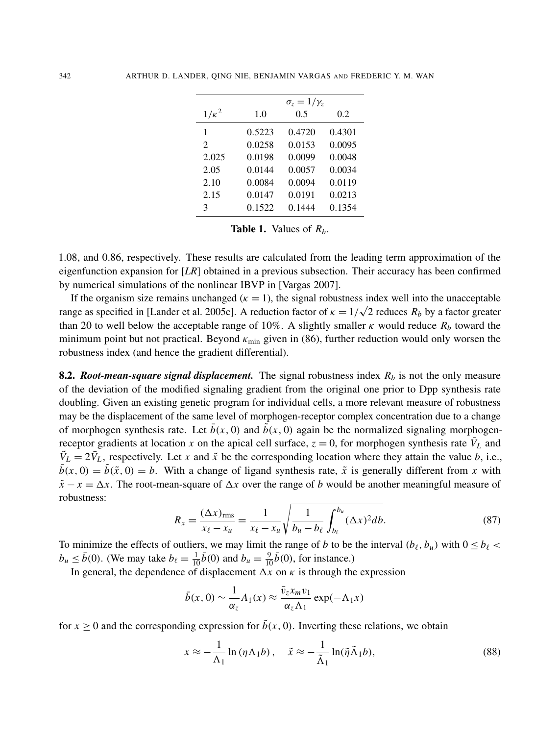| $1/\kappa^2$ | $\sigma_z = 1/\gamma_z$ | | |
|---|---|---|---|
| | 1.0 | 0.5 | 0.2 |
| 1 | 0.5223 | 0.4720 | 0.4301 |
| 2 | 0.0258 | 0.0153 | 0.0095 |
| 2.025 | 0.0198 | 0.0099 | 0.0048 |
| 2.05 | 0.0144 | 0.0057 | 0.0034 |
| 2.10 | 0.0084 | 0.0094 | 0.0119 |
| 2.15 | 0.0147 | 0.0191 | 0.0213 |
| 3 | 0.1522 | 0.1444 | 0.1354 |

**Table 1.** Values of $R_b$.

1.08, and 0.86, respectively. These results are calculated from the leading term approximation of the eigenfunction expansion for [*LR*] obtained in a previous subsection. Their accuracy has been confirmed by numerical simulations of the nonlinear IBVP in [Vargas 2007].

If the organism size remains unchanged ($\kappa = 1$), the signal robustness index well into the unacceptable range as specified in [Lander et al. 2005c]. A reduction factor of $\kappa = 1/\sqrt{2}$ reduces $R_b$ by a factor greater than 20 to well below the acceptable range of 10%. A slightly smaller $\kappa$ would reduce $R_b$ toward the minimum point but not practical. Beyond $\kappa_{\min}$ given in (86), further reduction would only worsen the robustness index (and hence the gradient differential).

**8.2.** ***Root-mean-square signal displacement.*** The signal robustness index $R_b$ is not the only measure of the deviation of the modified signaling gradient from the original one prior to Dpp synthesis rate doubling. Given an existing genetic program for individual cells, a more relevant measure of robustness may be the displacement of the same level of morphogen-receptor complex concentration due to a change of morphogen synthesis rate. Let $\bar{b}(x, 0)$ and $\tilde{b}(x, 0)$ again be the normalized signaling morphogen-receptor gradients at location $x$ on the apical cell surface, $z = 0$, for morphogen synthesis rate $\bar{V}_L$ and $\tilde{V}_L = 2\bar{V}_L$, respectively. Let $x$ and $\tilde{x}$ be the corresponding location where they attain the value $b$, i.e., $\bar{b}(x, 0) = \tilde{b}(\tilde{x}, 0) = b$. With a change of ligand synthesis rate, $\tilde{x}$ is generally different from $x$ with $\tilde{x} - x = \Delta x$. The root-mean-square of $\Delta x$ over the range of $b$ would be another meaningful measure of robustness:

$$R_x = \frac{(\Delta x)_{\text{rms}}}{x_\ell - x_u} = \frac{1}{x_\ell - x_u}\sqrt{\frac{1}{b_u - b_\ell}\int_{b_\ell}^{b_u} (\Delta x)^2 db}. \tag{87}$$

To minimize the effects of outliers, we may limit the range of $b$ to be the interval $(b_\ell, b_u)$ with $0 \le b_\ell < b_u \le \bar{b}(0)$. (We may take $b_\ell = \frac{1}{10}\bar{b}(0)$ and $b_u = \frac{9}{10}\bar{b}(0)$, for instance.)

In general, the dependence of displacement $\Delta x$ on $\kappa$ is through the expression

$$\bar{b}(x, 0) \sim \frac{1}{\alpha_z} A_1(x) \approx \frac{\bar{v}_z x_m v_1}{\alpha_z \Lambda_1} \exp(-\Lambda_1 x)$$

for $x \ge 0$ and the corresponding expression for $\tilde{b}(x, 0)$. Inverting these relations, we obtain

$$x \approx -\frac{1}{\Lambda_1} \ln(\eta \Lambda_1 b), \quad \tilde{x} \approx -\frac{1}{\tilde{\Lambda}_1} \ln(\tilde{\eta} \tilde{\Lambda}_1 b), \tag{88}$$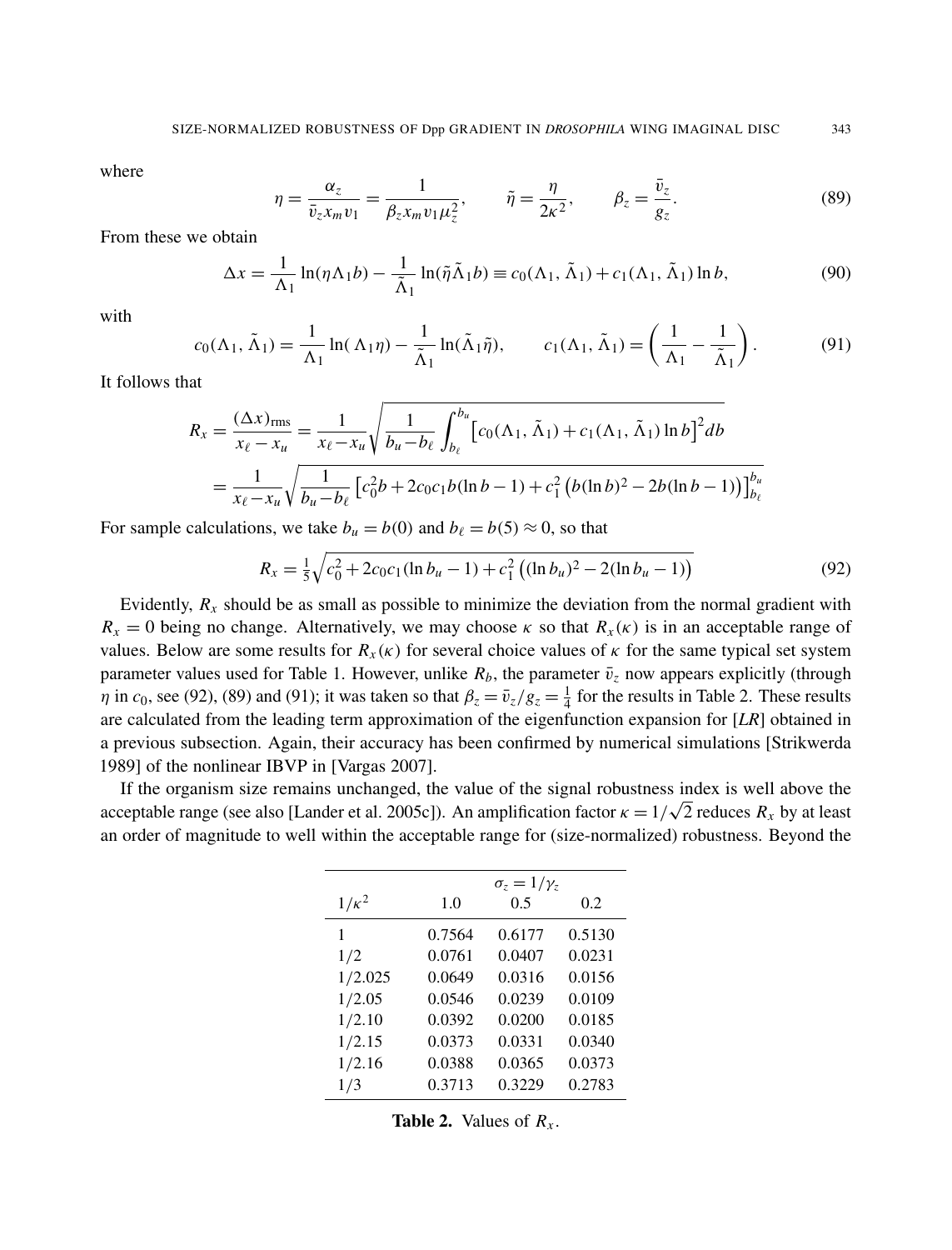where

$$\eta = \frac{\alpha_z}{\bar{v}_z x_m v_1} = \frac{1}{\beta_z x_m v_1 \mu_z^2}, \qquad \tilde{\eta} = \frac{\eta}{2\kappa^2}, \qquad \beta_z = \frac{\bar{v}_z}{g_z}. \tag{89}$$

From these we obtain

$$\Delta x = \frac{1}{\Lambda_1} \ln(\eta \Lambda_1 b) - \frac{1}{\tilde{\Lambda}_1} \ln(\tilde{\eta} \tilde{\Lambda}_1 b) \equiv c_0(\Lambda_1, \tilde{\Lambda}_1) + c_1(\Lambda_1, \tilde{\Lambda}_1) \ln b, \tag{90}$$

with

$$c_0(\Lambda_1, \tilde{\Lambda}_1) = \frac{1}{\Lambda_1} \ln(\Lambda_1 \eta) - \frac{1}{\tilde{\Lambda}_1} \ln(\tilde{\Lambda}_1 \tilde{\eta}), \qquad c_1(\Lambda_1, \tilde{\Lambda}_1) = \left( \frac{1}{\Lambda_1} - \frac{1}{\tilde{\Lambda}_1} \right). \tag{91}$$

It follows that

$$\begin{aligned} R_x = \frac{(\Delta x)_{\text{rms}}}{x_\ell - x_u} &= \frac{1}{x_\ell - x_u} \sqrt{\frac{1}{b_u - b_\ell} \int_{b_\ell}^{b_u} \left[ c_0(\Lambda_1, \tilde{\Lambda}_1) + c_1(\Lambda_1, \tilde{\Lambda}_1) \ln b \right]^2 db} \\ &= \frac{1}{x_\ell - x_u} \sqrt{\frac{1}{b_u - b_\ell} \left[ c_0^2 b + 2c_0 c_1 b(\ln b - 1) + c_1^2 \left( b(\ln b)^2 - 2b(\ln b - 1) \right) \right]_{b_\ell}^{b_u}} \end{aligned}$$

For sample calculations, we take $b_u = b(0)$ and $b_\ell = b(5) \approx 0$, so that

$$R_x = \tfrac{1}{5} \sqrt{c_0^2 + 2c_0 c_1 (\ln b_u - 1) + c_1^2 \left( (\ln b_u)^2 - 2(\ln b_u - 1) \right)} \tag{92}$$

Evidently, $R_x$ should be as small as possible to minimize the deviation from the normal gradient with $R_x = 0$ being no change. Alternatively, we may choose $\kappa$ so that $R_x(\kappa)$ is in an acceptable range of values. Below are some results for $R_x(\kappa)$ for several choice values of $\kappa$ for the same typical set system parameter values used for Table 1. However, unlike $R_b$, the parameter $\bar{v}_z$ now appears explicitly (through $\eta$ in $c_0$, see (92), (89) and (91); it was taken so that $\beta_z = \bar{v}_z / g_z = \frac{1}{4}$ for the results in Table 2. These results are calculated from the leading term approximation of the eigenfunction expansion for $[LR]$ obtained in a previous subsection. Again, their accuracy has been confirmed by numerical simulations [Strikwerda 1989] of the nonlinear IBVP in [Vargas 2007].

If the organism size remains unchanged, the value of the signal robustness index is well above the acceptable range (see also [Lander et al. 2005c]). An amplification factor $\kappa = 1/\sqrt{2}$ reduces $R_x$ by at least an order of magnitude to well within the acceptable range for (size-normalized) robustness. Beyond the

| | $\sigma_z = 1/\gamma_z$ | | |
|---|---|---|---|
| $1/\kappa^2$ | 1.0 | 0.5 | 0.2 |
| 1 | 0.7564 | 0.6177 | 0.5130 |
| 1/2 | 0.0761 | 0.0407 | 0.0231 |
| 1/2.025 | 0.0649 | 0.0316 | 0.0156 |
| 1/2.05 | 0.0546 | 0.0239 | 0.0109 |
| 1/2.10 | 0.0392 | 0.0200 | 0.0185 |
| 1/2.15 | 0.0373 | 0.0331 | 0.0340 |
| 1/2.16 | 0.0388 | 0.0365 | 0.0373 |
| 1/3 | 0.3713 | 0.3229 | 0.2783 |

**Table 2.** Values of $R_x$.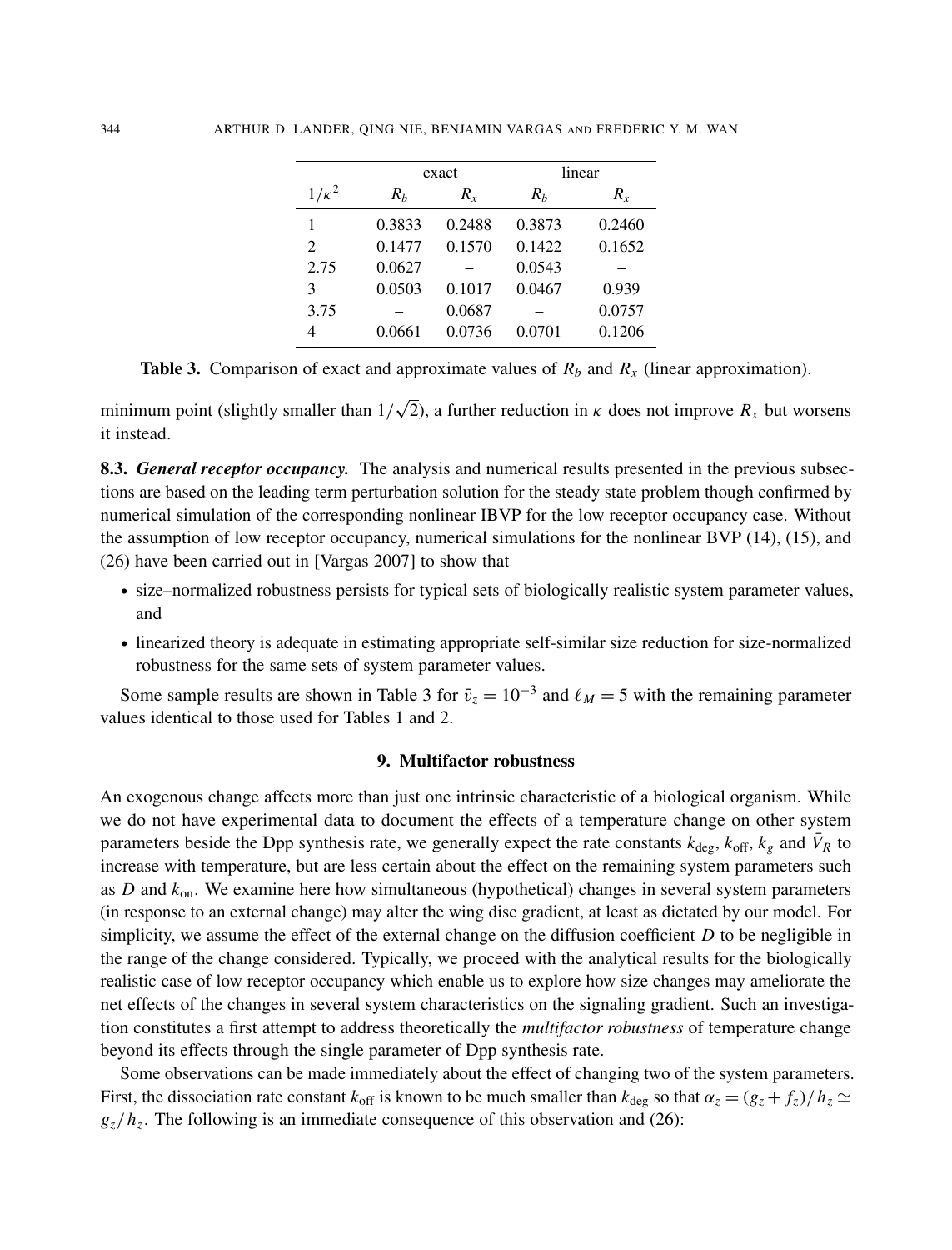| $1/\kappa^2$ | exact $R_b$ | exact $R_x$ | linear $R_b$ | linear $R_x$ |
|---|---|---|---|---|
| 1 | 0.3833 | 0.2488 | 0.3873 | 0.2460 |
| 2 | 0.1477 | 0.1570 | 0.1422 | 0.1652 |
| 2.75 | 0.0627 | – | 0.0543 | – |
| 3 | 0.0503 | 0.1017 | 0.0467 | 0.939 |
| 3.75 | – | 0.0687 | – | 0.0757 |
| 4 | 0.0661 | 0.0736 | 0.0701 | 0.1206 |

**Table 3.** Comparison of exact and approximate values of $R_b$ and $R_x$ (linear approximation).

minimum point (slightly smaller than $1/\sqrt{2}$), a further reduction in $\kappa$ does not improve $R_x$ but worsens it instead.

**8.3.** ***General receptor occupancy.*** The analysis and numerical results presented in the previous subsections are based on the leading term perturbation solution for the steady state problem though confirmed by numerical simulation of the corresponding nonlinear IBVP for the low receptor occupancy case. Without the assumption of low receptor occupancy, numerical simulations for the nonlinear BVP (14), (15), and (26) have been carried out in [Vargas 2007] to show that

- size–normalized robustness persists for typical sets of biologically realistic system parameter values, and
- linearized theory is adequate in estimating appropriate self-similar size reduction for size-normalized robustness for the same sets of system parameter values.

Some sample results are shown in Table 3 for $\bar{v}_z = 10^{-3}$ and $\ell_M = 5$ with the remaining parameter values identical to those used for Tables 1 and 2.

## 9. Multifactor robustness

An exogenous change affects more than just one intrinsic characteristic of a biological organism. While we do not have experimental data to document the effects of a temperature change on other system parameters beside the Dpp synthesis rate, we generally expect the rate constants $k_{\text{deg}}$, $k_{\text{off}}$, $k_g$ and $\bar{V}_R$ to increase with temperature, but are less certain about the effect on the remaining system parameters such as $D$ and $k_{\text{on}}$. We examine here how simultaneous (hypothetical) changes in several system parameters (in response to an external change) may alter the wing disc gradient, at least as dictated by our model. For simplicity, we assume the effect of the external change on the diffusion coefficient $D$ to be negligible in the range of the change considered. Typically, we proceed with the analytical results for the biologically realistic case of low receptor occupancy which enable us to explore how size changes may ameliorate the net effects of the changes in several system characteristics on the signaling gradient. Such an investigation constitutes a first attempt to address theoretically the *multifactor robustness* of temperature change beyond its effects through the single parameter of Dpp synthesis rate.

Some observations can be made immediately about the effect of changing two of the system parameters. First, the dissociation rate constant $k_{\text{off}}$ is known to be much smaller than $k_{\text{deg}}$ so that $\alpha_z = (g_z + f_z)/h_z \simeq g_z/h_z$. The following is an immediate consequence of this observation and (26):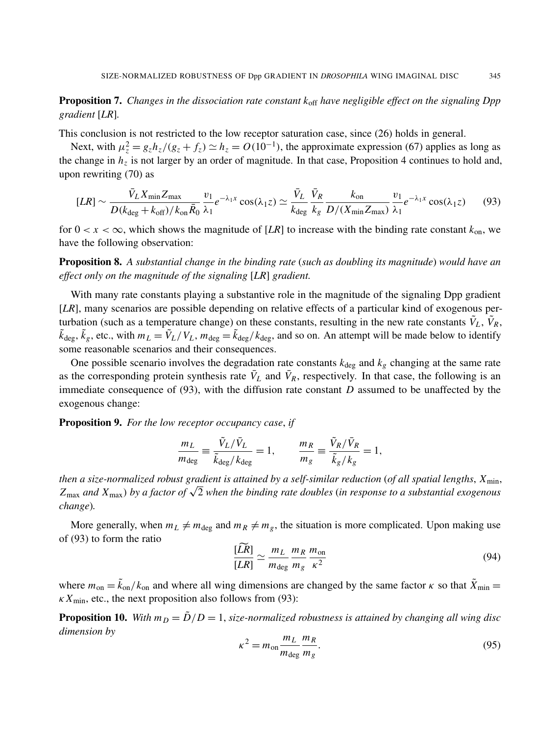**Proposition 7.** *Changes in the dissociation rate constant $k_{\text{off}}$ have negligible effect on the signaling Dpp gradient [LR].*

This conclusion is not restricted to the low receptor saturation case, since (26) holds in general.

Next, with $\mu_z^2 = g_z h_z/(g_z + f_z) \simeq h_z = O(10^{-1})$, the approximate expression (67) applies as long as the change in $h_z$ is not larger by an order of magnitude. In that case, Proposition 4 continues to hold and, upon rewriting (70) as

$$[LR] \sim \frac{\bar{V}_L X_{\min} Z_{\max}}{D(k_{\text{deg}} + k_{\text{off}})/k_{\text{on}} \bar{R}_0} \frac{v_1}{\lambda_1} e^{-\lambda_1 x} \cos(\lambda_1 z) \simeq \frac{\bar{V}_L}{k_{\text{deg}}} \frac{\bar{V}_R}{k_g} \frac{k_{\text{on}}}{D/(X_{\min} Z_{\max})} \frac{v_1}{\lambda_1} e^{-\lambda_1 x} \cos(\lambda_1 z) \tag{93}$$

for $0 < x < \infty$, which shows the magnitude of $[LR]$ to increase with the binding rate constant $k_{\text{on}}$, we have the following observation:

**Proposition 8.** *A substantial change in the binding rate* (*such as doubling its magnitude*) *would have an effect only on the magnitude of the signaling [LR] gradient.*

With many rate constants playing a substantive role in the magnitude of the signaling Dpp gradient $[LR]$, many scenarios are possible depending on relative effects of a particular kind of exogenous perturbation (such as a temperature change) on these constants, resulting in the new rate constants $\tilde{V}_L$, $\tilde{V}_R$, $\tilde{k}_{\text{deg}}$, $\tilde{k}_g$, etc., with $m_L = \tilde{V}_L/V_L$, $m_{\text{deg}} = \tilde{k}_{\text{deg}}/k_{\text{deg}}$, and so on. An attempt will be made below to identify some reasonable scenarios and their consequences.

One possible scenario involves the degradation rate constants $k_{\text{deg}}$ and $k_g$ changing at the same rate as the corresponding protein synthesis rate $\bar{V}_L$ and $\bar{V}_R$, respectively. In that case, the following is an immediate consequence of (93), with the diffusion rate constant $D$ assumed to be unaffected by the exogenous change:

**Proposition 9.** *For the low receptor occupancy case, if*

$$\frac{m_L}{m_{\text{deg}}} \equiv \frac{\tilde{V}_L/\bar{V}_L}{\tilde{k}_{\text{deg}}/k_{\text{deg}}} = 1, \qquad \frac{m_R}{m_g} \equiv \frac{\tilde{V}_R/\bar{V}_R}{\tilde{k}_g/k_g} = 1,$$

*then a size-normalized robust gradient is attained by a self-similar reduction* (*of all spatial lengths*, $X_{\min}$, $Z_{\max}$ *and* $X_{\max}$) *by a factor of* $\sqrt{2}$ *when the binding rate doubles* (*in response to a substantial exogenous change*).

More generally, when $m_L \neq m_{\text{deg}}$ and $m_R \neq m_g$, the situation is more complicated. Upon making use of (93) to form the ratio

$$\frac{[\widetilde{LR}]}{[LR]} \simeq \frac{m_L}{m_{\text{deg}}} \frac{m_R}{m_g} \frac{m_{\text{on}}}{\kappa^2} \tag{94}$$

where $m_{\text{on}} = \tilde{k}_{\text{on}}/k_{\text{on}}$ and where all wing dimensions are changed by the same factor $\kappa$ so that $\tilde{X}_{\min} = \kappa X_{\min}$, etc., the next proposition also follows from (93):

**Proposition 10.** *With* $m_D = \tilde{D}/D = 1$, *size-normalized robustness is attained by changing all wing disc dimension by*

$$\kappa^2 = m_{\text{on}} \frac{m_L}{m_{\text{deg}}} \frac{m_R}{m_g}. \tag{95}$$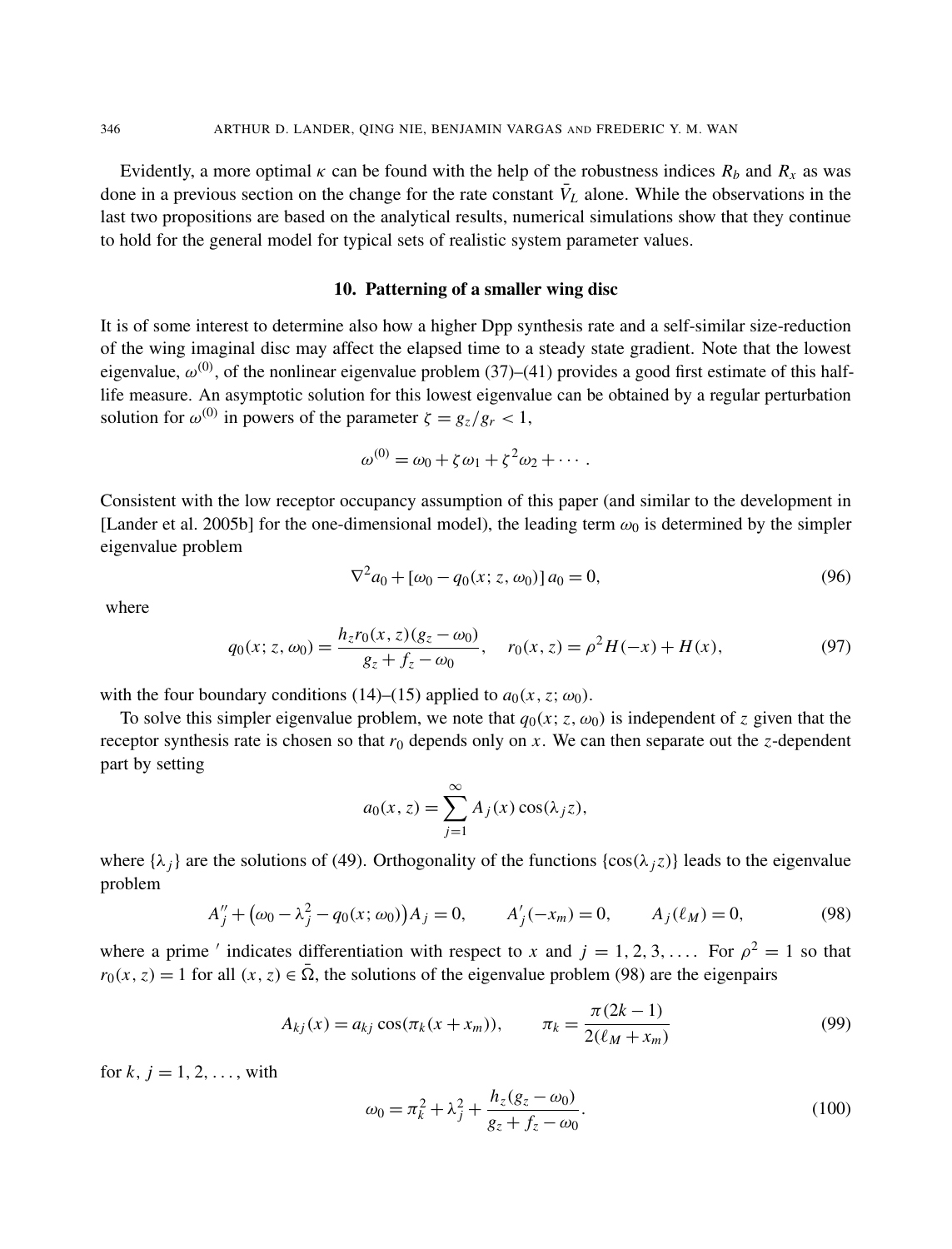Evidently, a more optimal $\kappa$ can be found with the help of the robustness indices $R_b$ and $R_x$ as was done in a previous section on the change for the rate constant $\bar{V}_L$ alone. While the observations in the last two propositions are based on the analytical results, numerical simulations show that they continue to hold for the general model for typical sets of realistic system parameter values.

## 10. Patterning of a smaller wing disc

It is of some interest to determine also how a higher Dpp synthesis rate and a self-similar size-reduction of the wing imaginal disc may affect the elapsed time to a steady state gradient. Note that the lowest eigenvalue, $\omega^{(0)}$, of the nonlinear eigenvalue problem (37)–(41) provides a good first estimate of this half-life measure. An asymptotic solution for this lowest eigenvalue can be obtained by a regular perturbation solution for $\omega^{(0)}$ in powers of the parameter $\zeta = g_z/g_r < 1$,

$$\omega^{(0)} = \omega_0 + \zeta\omega_1 + \zeta^2\omega_2 + \cdots.$$

Consistent with the low receptor occupancy assumption of this paper (and similar to the development in [Lander et al. 2005b] for the one-dimensional model), the leading term $\omega_0$ is determined by the simpler eigenvalue problem

$$\nabla^2 a_0 + [\omega_0 - q_0(x; z, \omega_0)]\, a_0 = 0, \tag{96}$$

where

$$q_0(x; z, \omega_0) = \frac{h_z r_0(x, z)(g_z - \omega_0)}{g_z + f_z - \omega_0}, \quad r_0(x, z) = \rho^2 H(-x) + H(x), \tag{97}$$

with the four boundary conditions (14)–(15) applied to $a_0(x, z; \omega_0)$.

To solve this simpler eigenvalue problem, we note that $q_0(x; z, \omega_0)$ is independent of $z$ given that the receptor synthesis rate is chosen so that $r_0$ depends only on $x$. We can then separate out the $z$-dependent part by setting

$$a_0(x, z) = \sum_{j=1}^{\infty} A_j(x)\cos(\lambda_j z),$$

where $\{\lambda_j\}$ are the solutions of (49). Orthogonality of the functions $\{\cos(\lambda_j z)\}$ leads to the eigenvalue problem

$$A_j'' + \left(\omega_0 - \lambda_j^2 - q_0(x; \omega_0)\right)A_j = 0, \qquad A_j'(-x_m) = 0, \qquad A_j(\ell_M) = 0, \tag{98}$$

where a prime $'$ indicates differentiation with respect to $x$ and $j = 1, 2, 3, \ldots$. For $\rho^2 = 1$ so that $r_0(x, z) = 1$ for all $(x, z) \in \bar{\Omega}$, the solutions of the eigenvalue problem (98) are the eigenpairs

$$A_{kj}(x) = a_{kj}\cos(\pi_k(x + x_m)), \qquad \pi_k = \frac{\pi(2k - 1)}{2(\ell_M + x_m)} \tag{99}$$

for $k, j = 1, 2, \ldots$, with

$$\omega_0 = \pi_k^2 + \lambda_j^2 + \frac{h_z(g_z - \omega_0)}{g_z + f_z - \omega_0}. \tag{100}$$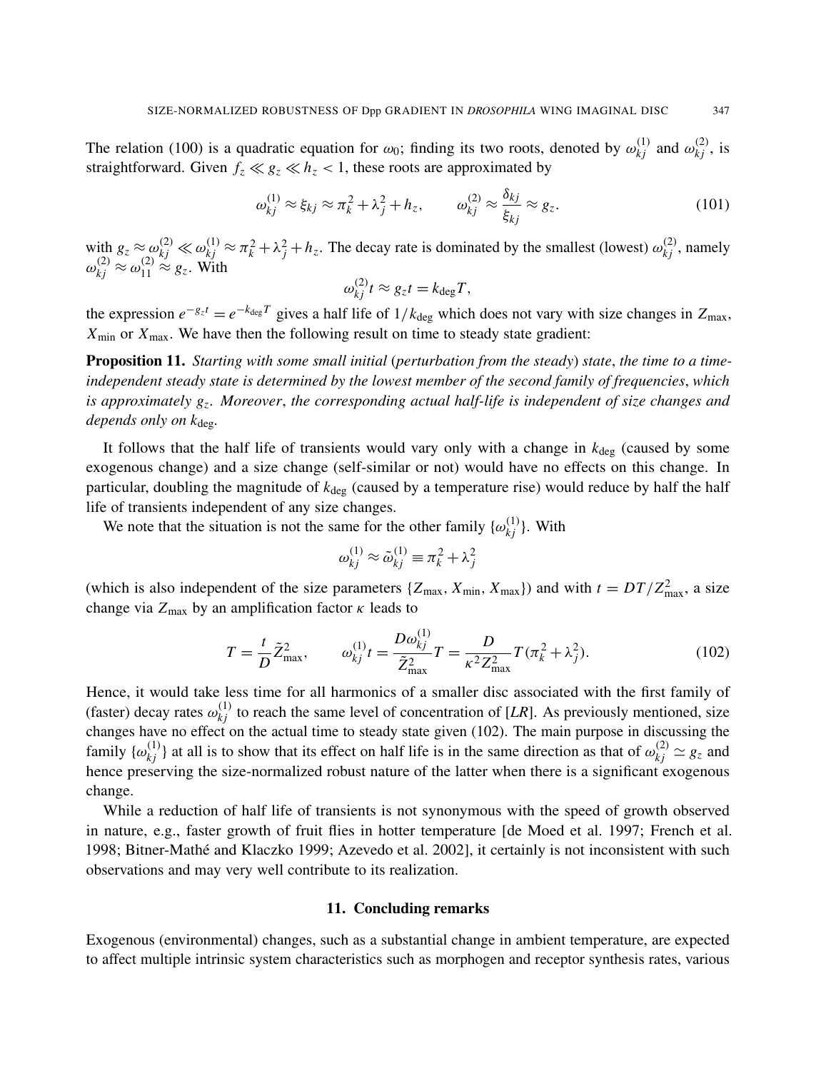The relation (100) is a quadratic equation for $\omega_0$; finding its two roots, denoted by $\omega_{kj}^{(1)}$ and $\omega_{kj}^{(2)}$, is straightforward. Given $f_z \ll g_z \ll h_z < 1$, these roots are approximated by

$$\omega_{kj}^{(1)} \approx \xi_{kj} \approx \pi_k^2 + \lambda_j^2 + h_z, \qquad \omega_{kj}^{(2)} \approx \frac{\delta_{kj}}{\xi_{kj}} \approx g_z. \tag{101}$$

with $g_z \approx \omega_{kj}^{(2)} \ll \omega_{kj}^{(1)} \approx \pi_k^2 + \lambda_j^2 + h_z$. The decay rate is dominated by the smallest (lowest) $\omega_{kj}^{(2)}$, namely $\omega_{kj}^{(2)} \approx \omega_{11}^{(2)} \approx g_z$. With

$$\omega_{kj}^{(2)} t \approx g_z t = k_{\text{deg}} T,$$

the expression $e^{-g_z t} = e^{-k_{\text{deg}} T}$ gives a half life of $1/k_{\text{deg}}$ which does not vary with size changes in $Z_{\max}$, $X_{\min}$ or $X_{\max}$. We have then the following result on time to steady state gradient:

**Proposition 11.** *Starting with some small initial (perturbation from the steady) state, the time to a time-independent steady state is determined by the lowest member of the second family of frequencies, which is approximately $g_z$. Moreover, the corresponding actual half-life is independent of size changes and depends only on $k_{\text{deg}}$.*

It follows that the half life of transients would vary only with a change in $k_{\text{deg}}$ (caused by some exogenous change) and a size change (self-similar or not) would have no effects on this change. In particular, doubling the magnitude of $k_{\text{deg}}$ (caused by a temperature rise) would reduce by half the half life of transients independent of any size changes.

We note that the situation is not the same for the other family $\{\omega_{kj}^{(1)}\}$. With

$$\omega_{kj}^{(1)} \approx \tilde{\omega}_{kj}^{(1)} \equiv \pi_k^2 + \lambda_j^2$$

(which is also independent of the size parameters $\{Z_{\max}, X_{\min}, X_{\max}\}$) and with $t = DT/Z_{\max}^2$, a size change via $Z_{\max}$ by an amplification factor $\kappa$ leads to

$$T = \frac{t}{D}\tilde{Z}_{\max}^2, \qquad \omega_{kj}^{(1)} t = \frac{D\omega_{kj}^{(1)}}{\tilde{Z}_{\max}^2} T = \frac{D}{\kappa^2 Z_{\max}^2} T(\pi_k^2 + \lambda_j^2). \tag{102}$$

Hence, it would take less time for all harmonics of a smaller disc associated with the first family of (faster) decay rates $\omega_{kj}^{(1)}$ to reach the same level of concentration of $[LR]$. As previously mentioned, size changes have no effect on the actual time to steady state given (102). The main purpose in discussing the family $\{\omega_{kj}^{(1)}\}$ at all is to show that its effect on half life is in the same direction as that of $\omega_{kj}^{(2)} \simeq g_z$ and hence preserving the size-normalized robust nature of the latter when there is a significant exogenous change.

While a reduction of half life of transients is not synonymous with the speed of growth observed in nature, e.g., faster growth of fruit flies in hotter temperature [de Moed et al. 1997; French et al. 1998; Bitner-Mathé and Klaczko 1999; Azevedo et al. 2002], it certainly is not inconsistent with such observations and may very well contribute to its realization.

## 11. Concluding remarks

Exogenous (environmental) changes, such as a substantial change in ambient temperature, are expected to affect multiple intrinsic system characteristics such as morphogen and receptor synthesis rates, various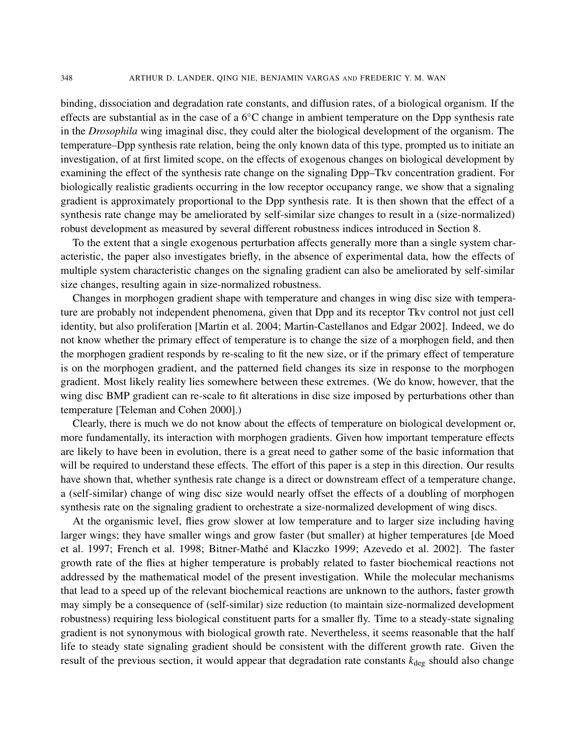binding, dissociation and degradation rate constants, and diffusion rates, of a biological organism. If the effects are substantial as in the case of a 6°C change in ambient temperature on the Dpp synthesis rate in the *Drosophila* wing imaginal disc, they could alter the biological development of the organism. The temperature–Dpp synthesis rate relation, being the only known data of this type, prompted us to initiate an investigation, of at first limited scope, on the effects of exogenous changes on biological development by examining the effect of the synthesis rate change on the signaling Dpp–Tkv concentration gradient. For biologically realistic gradients occurring in the low receptor occupancy range, we show that a signaling gradient is approximately proportional to the Dpp synthesis rate. It is then shown that the effect of a synthesis rate change may be ameliorated by self-similar size changes to result in a (size-normalized) robust development as measured by several different robustness indices introduced in Section 8.

To the extent that a single exogenous perturbation affects generally more than a single system characteristic, the paper also investigates briefly, in the absence of experimental data, how the effects of multiple system characteristic changes on the signaling gradient can also be ameliorated by self-similar size changes, resulting again in size-normalized robustness.

Changes in morphogen gradient shape with temperature and changes in wing disc size with temperature are probably not independent phenomena, given that Dpp and its receptor Tkv control not just cell identity, but also proliferation [Martin et al. 2004; Martin-Castellanos and Edgar 2002]. Indeed, we do not know whether the primary effect of temperature is to change the size of a morphogen field, and then the morphogen gradient responds by re-scaling to fit the new size, or if the primary effect of temperature is on the morphogen gradient, and the patterned field changes its size in response to the morphogen gradient. Most likely reality lies somewhere between these extremes. (We do know, however, that the wing disc BMP gradient can re-scale to fit alterations in disc size imposed by perturbations other than temperature [Teleman and Cohen 2000].)

Clearly, there is much we do not know about the effects of temperature on biological development or, more fundamentally, its interaction with morphogen gradients. Given how important temperature effects are likely to have been in evolution, there is a great need to gather some of the basic information that will be required to understand these effects. The effort of this paper is a step in this direction. Our results have shown that, whether synthesis rate change is a direct or downstream effect of a temperature change, a (self-similar) change of wing disc size would nearly offset the effects of a doubling of morphogen synthesis rate on the signaling gradient to orchestrate a size-normalized development of wing discs.

At the organismic level, flies grow slower at low temperature and to larger size including having larger wings; they have smaller wings and grow faster (but smaller) at higher temperatures [de Moed et al. 1997; French et al. 1998; Bitner-Mathé and Klaczko 1999; Azevedo et al. 2002]. The faster growth rate of the flies at higher temperature is probably related to faster biochemical reactions not addressed by the mathematical model of the present investigation. While the molecular mechanisms that lead to a speed up of the relevant biochemical reactions are unknown to the authors, faster growth may simply be a consequence of (self-similar) size reduction (to maintain size-normalized development robustness) requiring less biological constituent parts for a smaller fly. Time to a steady-state signaling gradient is not synonymous with biological growth rate. Nevertheless, it seems reasonable that the half life to steady state signaling gradient should be consistent with the different growth rate. Given the result of the previous section, it would appear that degradation rate constants $k_{\text{deg}}$ should also change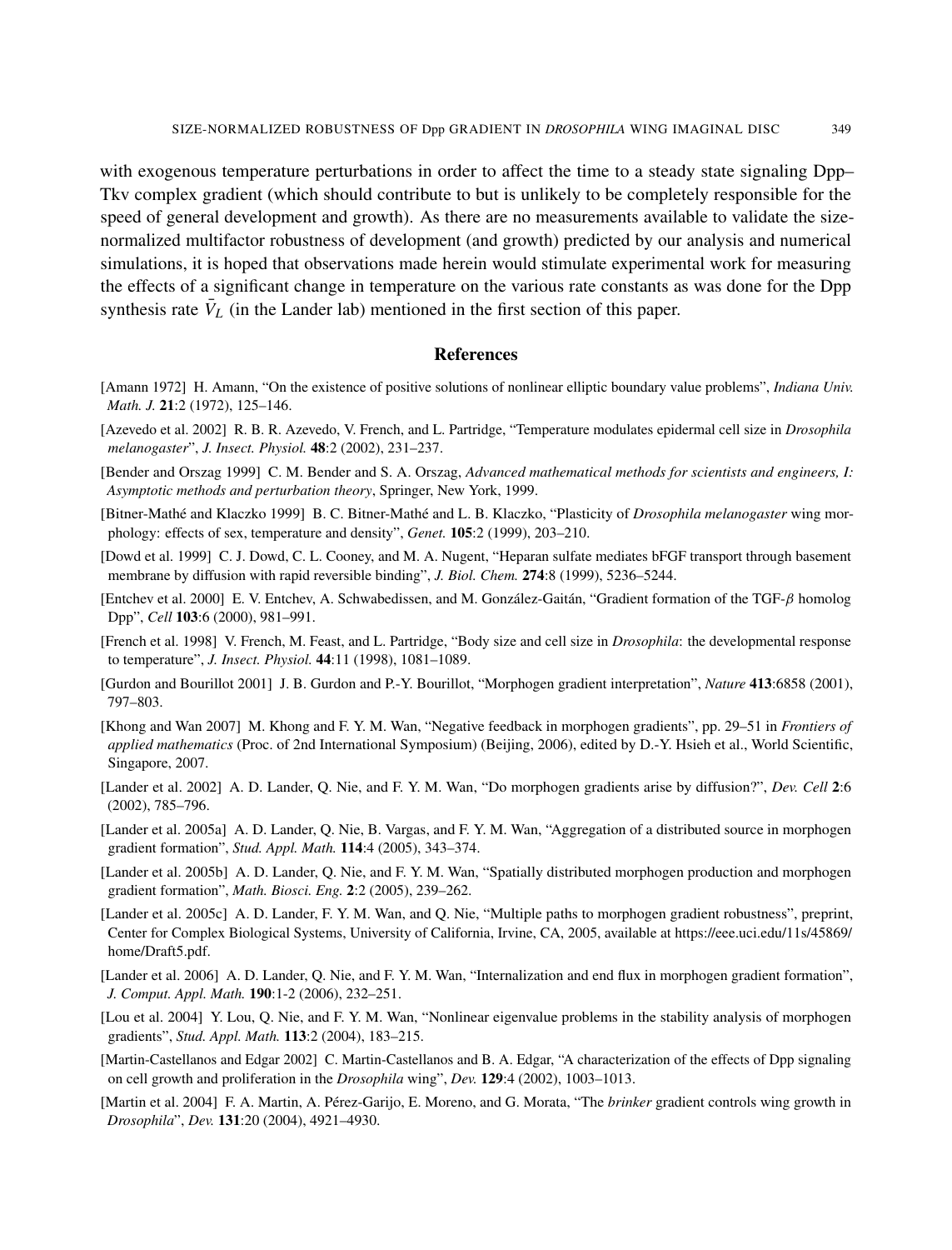with exogenous temperature perturbations in order to affect the time to a steady state signaling Dpp–Tkv complex gradient (which should contribute to but is unlikely to be completely responsible for the speed of general development and growth). As there are no measurements available to validate the size-normalized multifactor robustness of development (and growth) predicted by our analysis and numerical simulations, it is hoped that observations made herein would stimulate experimental work for measuring the effects of a significant change in temperature on the various rate constants as was done for the Dpp synthesis rate $\bar{V}_L$ (in the Lander lab) mentioned in the first section of this paper.

## References

[Amann 1972] H. Amann, "On the existence of positive solutions of nonlinear elliptic boundary value problems", *Indiana Univ. Math. J.* **21**:2 (1972), 125–146.

[Azevedo et al. 2002] R. B. R. Azevedo, V. French, and L. Partridge, "Temperature modulates epidermal cell size in *Drosophila melanogaster*", *J. Insect. Physiol.* **48**:2 (2002), 231–237.

[Bender and Orszag 1999] C. M. Bender and S. A. Orszag, *Advanced mathematical methods for scientists and engineers, I: Asymptotic methods and perturbation theory*, Springer, New York, 1999.

[Bitner-Mathé and Klaczko 1999] B. C. Bitner-Mathé and L. B. Klaczko, "Plasticity of *Drosophila melanogaster* wing morphology: effects of sex, temperature and density", *Genet.* **105**:2 (1999), 203–210.

[Dowd et al. 1999] C. J. Dowd, C. L. Cooney, and M. A. Nugent, "Heparan sulfate mediates bFGF transport through basement membrane by diffusion with rapid reversible binding", *J. Biol. Chem.* **274**:8 (1999), 5236–5244.

[Entchev et al. 2000] E. V. Entchev, A. Schwabedissen, and M. González-Gaitán, "Gradient formation of the TGF-$\beta$ homolog Dpp", *Cell* **103**:6 (2000), 981–991.

[French et al. 1998] V. French, M. Feast, and L. Partridge, "Body size and cell size in *Drosophila*: the developmental response to temperature", *J. Insect. Physiol.* **44**:11 (1998), 1081–1089.

[Gurdon and Bourillot 2001] J. B. Gurdon and P.-Y. Bourillot, "Morphogen gradient interpretation", *Nature* **413**:6858 (2001), 797–803.

[Khong and Wan 2007] M. Khong and F. Y. M. Wan, "Negative feedback in morphogen gradients", pp. 29–51 in *Frontiers of applied mathematics* (Proc. of 2nd International Symposium) (Beijing, 2006), edited by D.-Y. Hsieh et al., World Scientific, Singapore, 2007.

[Lander et al. 2002] A. D. Lander, Q. Nie, and F. Y. M. Wan, "Do morphogen gradients arise by diffusion?", *Dev. Cell* **2**:6 (2002), 785–796.

[Lander et al. 2005a] A. D. Lander, Q. Nie, B. Vargas, and F. Y. M. Wan, "Aggregation of a distributed source in morphogen gradient formation", *Stud. Appl. Math.* **114**:4 (2005), 343–374.

[Lander et al. 2005b] A. D. Lander, Q. Nie, and F. Y. M. Wan, "Spatially distributed morphogen production and morphogen gradient formation", *Math. Biosci. Eng.* **2**:2 (2005), 239–262.

[Lander et al. 2005c] A. D. Lander, F. Y. M. Wan, and Q. Nie, "Multiple paths to morphogen gradient robustness", preprint, Center for Complex Biological Systems, University of California, Irvine, CA, 2005, available at https://eee.uci.edu/11s/45869/home/Draft5.pdf.

[Lander et al. 2006] A. D. Lander, Q. Nie, and F. Y. M. Wan, "Internalization and end flux in morphogen gradient formation", *J. Comput. Appl. Math.* **190**:1-2 (2006), 232–251.

[Lou et al. 2004] Y. Lou, Q. Nie, and F. Y. M. Wan, "Nonlinear eigenvalue problems in the stability analysis of morphogen gradients", *Stud. Appl. Math.* **113**:2 (2004), 183–215.

[Martin-Castellanos and Edgar 2002] C. Martin-Castellanos and B. A. Edgar, "A characterization of the effects of Dpp signaling on cell growth and proliferation in the *Drosophila* wing", *Dev.* **129**:4 (2002), 1003–1013.

[Martin et al. 2004] F. A. Martin, A. Pérez-Garijo, E. Moreno, and G. Morata, "The *brinker* gradient controls wing growth in *Drosophila*", *Dev.* **131**:20 (2004), 4921–4930.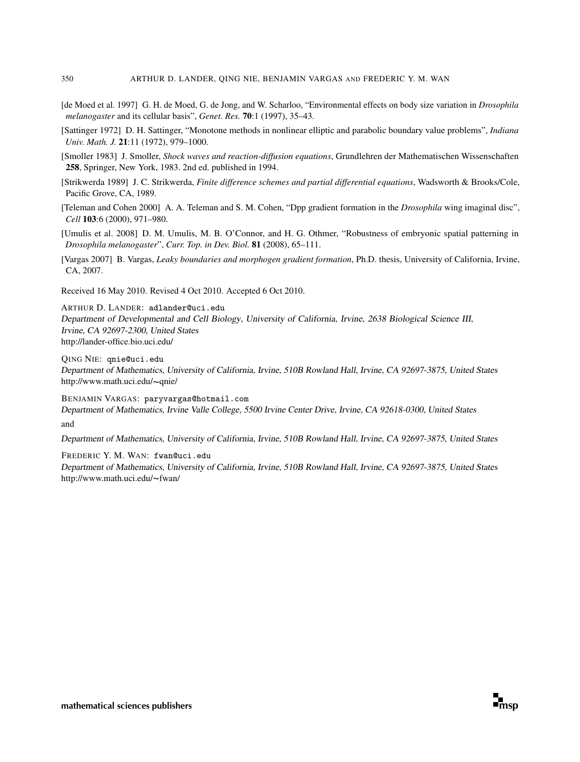[de Moed et al. 1997] G. H. de Moed, G. de Jong, and W. Scharloo, "Environmental effects on body size variation in *Drosophila melanogaster* and its cellular basis", *Genet. Res.* **70**:1 (1997), 35–43.

[Sattinger 1972] D. H. Sattinger, "Monotone methods in nonlinear elliptic and parabolic boundary value problems", *Indiana Univ. Math. J.* **21**:11 (1972), 979–1000.

[Smoller 1983] J. Smoller, *Shock waves and reaction-diffusion equations*, Grundlehren der Mathematischen Wissenschaften **258**, Springer, New York, 1983. 2nd ed. published in 1994.

[Strikwerda 1989] J. C. Strikwerda, *Finite difference schemes and partial differential equations*, Wadsworth & Brooks/Cole, Pacific Grove, CA, 1989.

[Teleman and Cohen 2000] A. A. Teleman and S. M. Cohen, "Dpp gradient formation in the *Drosophila* wing imaginal disc", *Cell* **103**:6 (2000), 971–980.

[Umulis et al. 2008] D. M. Umulis, M. B. O'Connor, and H. G. Othmer, "Robustness of embryonic spatial patterning in *Drosophila melanogaster*", *Curr. Top. in Dev. Biol.* **81** (2008), 65–111.

[Vargas 2007] B. Vargas, *Leaky boundaries and morphogen gradient formation*, Ph.D. thesis, University of California, Irvine, CA, 2007.

Received 16 May 2010. Revised 4 Oct 2010. Accepted 6 Oct 2010.

ARTHUR D. LANDER: adlander@uci.edu
*Department of Developmental and Cell Biology, University of California, Irvine, 2638 Biological Science III, Irvine, CA 92697-2300, United States*
http://lander-office.bio.uci.edu/

QING NIE: qnie@uci.edu
*Department of Mathematics, University of California, Irvine, 510B Rowland Hall, Irvine, CA 92697-3875, United States*
http://www.math.uci.edu/~qnie/

BENJAMIN VARGAS: paryvargas@hotmail.com
*Department of Mathematics, Irvine Valle College, 5500 Irvine Center Drive, Irvine, CA 92618-0300, United States*
and
*Department of Mathematics, University of California, Irvine, 510B Rowland Hall, Irvine, CA 92697-3875, United States*

FREDERIC Y. M. WAN: fwan@uci.edu
*Department of Mathematics, University of California, Irvine, 510B Rowland Hall, Irvine, CA 92697-3875, United States*
http://www.math.uci.edu/~fwan/

**mathematical sciences publishers**

msp